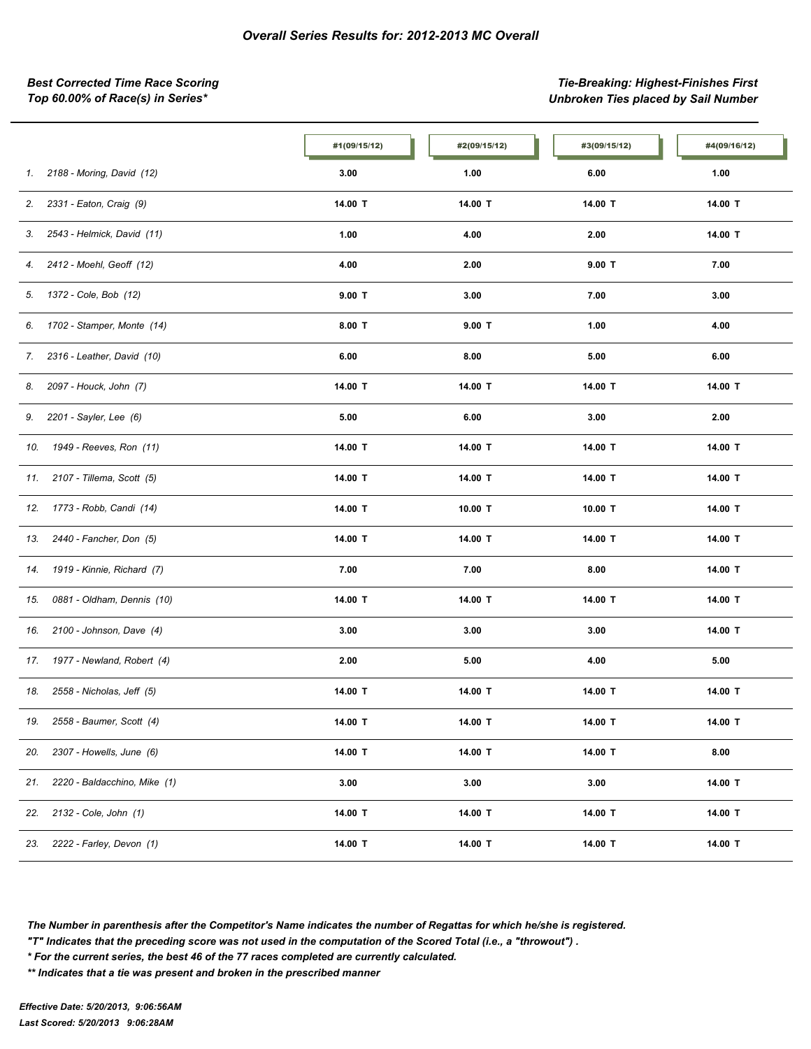## *Overall Series Results for: 2012-2013 MC Overall*

***Best Corrected Time Race Scoring***
***Top 60.00% of Race(s) in Series****

***Tie-Breaking: Highest-Finishes First***
***Unbroken Ties placed by Sail Number***

| | #1(09/15/12) | #2(09/15/12) | #3(09/15/12) | #4(09/16/12) |
|---|---|---|---|---|
| *1. 2188 - Moring, David (12)* | **3.00** | **1.00** | **6.00** | **1.00** |
| *2. 2331 - Eaton, Craig (9)* | **14.00 T** | **14.00 T** | **14.00 T** | **14.00 T** |
| *3. 2543 - Helmick, David (11)* | **1.00** | **4.00** | **2.00** | **14.00 T** |
| *4. 2412 - Moehl, Geoff (12)* | **4.00** | **2.00** | **9.00 T** | **7.00** |
| *5. 1372 - Cole, Bob (12)* | **9.00 T** | **3.00** | **7.00** | **3.00** |
| *6. 1702 - Stamper, Monte (14)* | **8.00 T** | **9.00 T** | **1.00** | **4.00** |
| *7. 2316 - Leather, David (10)* | **6.00** | **8.00** | **5.00** | **6.00** |
| *8. 2097 - Houck, John (7)* | **14.00 T** | **14.00 T** | **14.00 T** | **14.00 T** |
| *9. 2201 - Sayler, Lee (6)* | **5.00** | **6.00** | **3.00** | **2.00** |
| *10. 1949 - Reeves, Ron (11)* | **14.00 T** | **14.00 T** | **14.00 T** | **14.00 T** |
| *11. 2107 - Tillema, Scott (5)* | **14.00 T** | **14.00 T** | **14.00 T** | **14.00 T** |
| *12. 1773 - Robb, Candi (14)* | **14.00 T** | **10.00 T** | **10.00 T** | **14.00 T** |
| *13. 2440 - Fancher, Don (5)* | **14.00 T** | **14.00 T** | **14.00 T** | **14.00 T** |
| *14. 1919 - Kinnie, Richard (7)* | **7.00** | **7.00** | **8.00** | **14.00 T** |
| *15. 0881 - Oldham, Dennis (10)* | **14.00 T** | **14.00 T** | **14.00 T** | **14.00 T** |
| *16. 2100 - Johnson, Dave (4)* | **3.00** | **3.00** | **3.00** | **14.00 T** |
| *17. 1977 - Newland, Robert (4)* | **2.00** | **5.00** | **4.00** | **5.00** |
| *18. 2558 - Nicholas, Jeff (5)* | **14.00 T** | **14.00 T** | **14.00 T** | **14.00 T** |
| *19. 2558 - Baumer, Scott (4)* | **14.00 T** | **14.00 T** | **14.00 T** | **14.00 T** |
| *20. 2307 - Howells, June (6)* | **14.00 T** | **14.00 T** | **14.00 T** | **8.00** |
| *21. 2220 - Baldacchino, Mike (1)* | **3.00** | **3.00** | **3.00** | **14.00 T** |
| *22. 2132 - Cole, John (1)* | **14.00 T** | **14.00 T** | **14.00 T** | **14.00 T** |
| *23. 2222 - Farley, Devon (1)* | **14.00 T** | **14.00 T** | **14.00 T** | **14.00 T** |

***The Number in parenthesis after the Competitor's Name indicates the number of Regattas for which he/she is registered.***
***"T" Indicates that the preceding score was not used in the computation of the Scored Total (i.e., a "throwout") .***
***\* For the current series, the best 46 of the 77 races completed are currently calculated.***
***\*\* Indicates that a tie was present and broken in the prescribed manner***

***Effective Date: 5/20/2013, 9:06:56AM***
***Last Scored: 5/20/2013 9:06:28AM***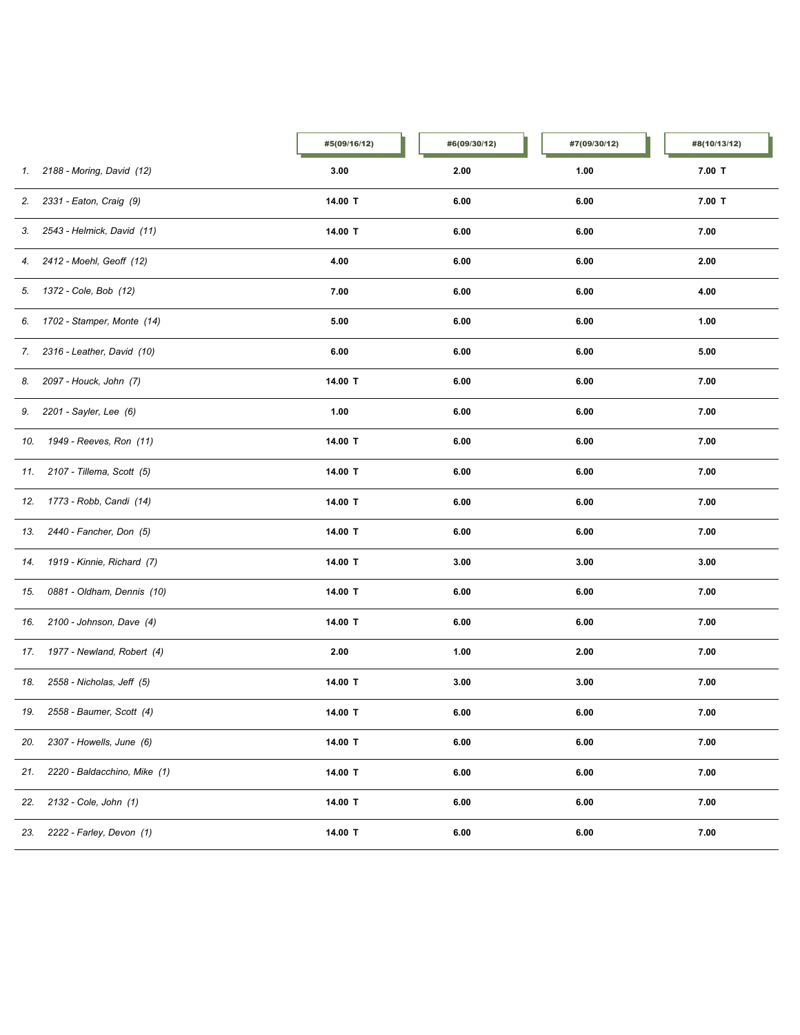| | #5(09/16/12) | #6(09/30/12) | #7(09/30/12) | #8(10/13/12) |
|---|---|---|---|---|
| 1. 2188 - Moring, David (12) | 3.00 | 2.00 | 1.00 | 7.00 T |
| 2. 2331 - Eaton, Craig (9) | 14.00 T | 6.00 | 6.00 | 7.00 T |
| 3. 2543 - Helmick, David (11) | 14.00 T | 6.00 | 6.00 | 7.00 |
| 4. 2412 - Moehl, Geoff (12) | 4.00 | 6.00 | 6.00 | 2.00 |
| 5. 1372 - Cole, Bob (12) | 7.00 | 6.00 | 6.00 | 4.00 |
| 6. 1702 - Stamper, Monte (14) | 5.00 | 6.00 | 6.00 | 1.00 |
| 7. 2316 - Leather, David (10) | 6.00 | 6.00 | 6.00 | 5.00 |
| 8. 2097 - Houck, John (7) | 14.00 T | 6.00 | 6.00 | 7.00 |
| 9. 2201 - Sayler, Lee (6) | 1.00 | 6.00 | 6.00 | 7.00 |
| 10. 1949 - Reeves, Ron (11) | 14.00 T | 6.00 | 6.00 | 7.00 |
| 11. 2107 - Tillema, Scott (5) | 14.00 T | 6.00 | 6.00 | 7.00 |
| 12. 1773 - Robb, Candi (14) | 14.00 T | 6.00 | 6.00 | 7.00 |
| 13. 2440 - Fancher, Don (5) | 14.00 T | 6.00 | 6.00 | 7.00 |
| 14. 1919 - Kinnie, Richard (7) | 14.00 T | 3.00 | 3.00 | 3.00 |
| 15. 0881 - Oldham, Dennis (10) | 14.00 T | 6.00 | 6.00 | 7.00 |
| 16. 2100 - Johnson, Dave (4) | 14.00 T | 6.00 | 6.00 | 7.00 |
| 17. 1977 - Newland, Robert (4) | 2.00 | 1.00 | 2.00 | 7.00 |
| 18. 2558 - Nicholas, Jeff (5) | 14.00 T | 3.00 | 3.00 | 7.00 |
| 19. 2558 - Baumer, Scott (4) | 14.00 T | 6.00 | 6.00 | 7.00 |
| 20. 2307 - Howells, June (6) | 14.00 T | 6.00 | 6.00 | 7.00 |
| 21. 2220 - Baldacchino, Mike (1) | 14.00 T | 6.00 | 6.00 | 7.00 |
| 22. 2132 - Cole, John (1) | 14.00 T | 6.00 | 6.00 | 7.00 |
| 23. 2222 - Farley, Devon (1) | 14.00 T | 6.00 | 6.00 | 7.00 |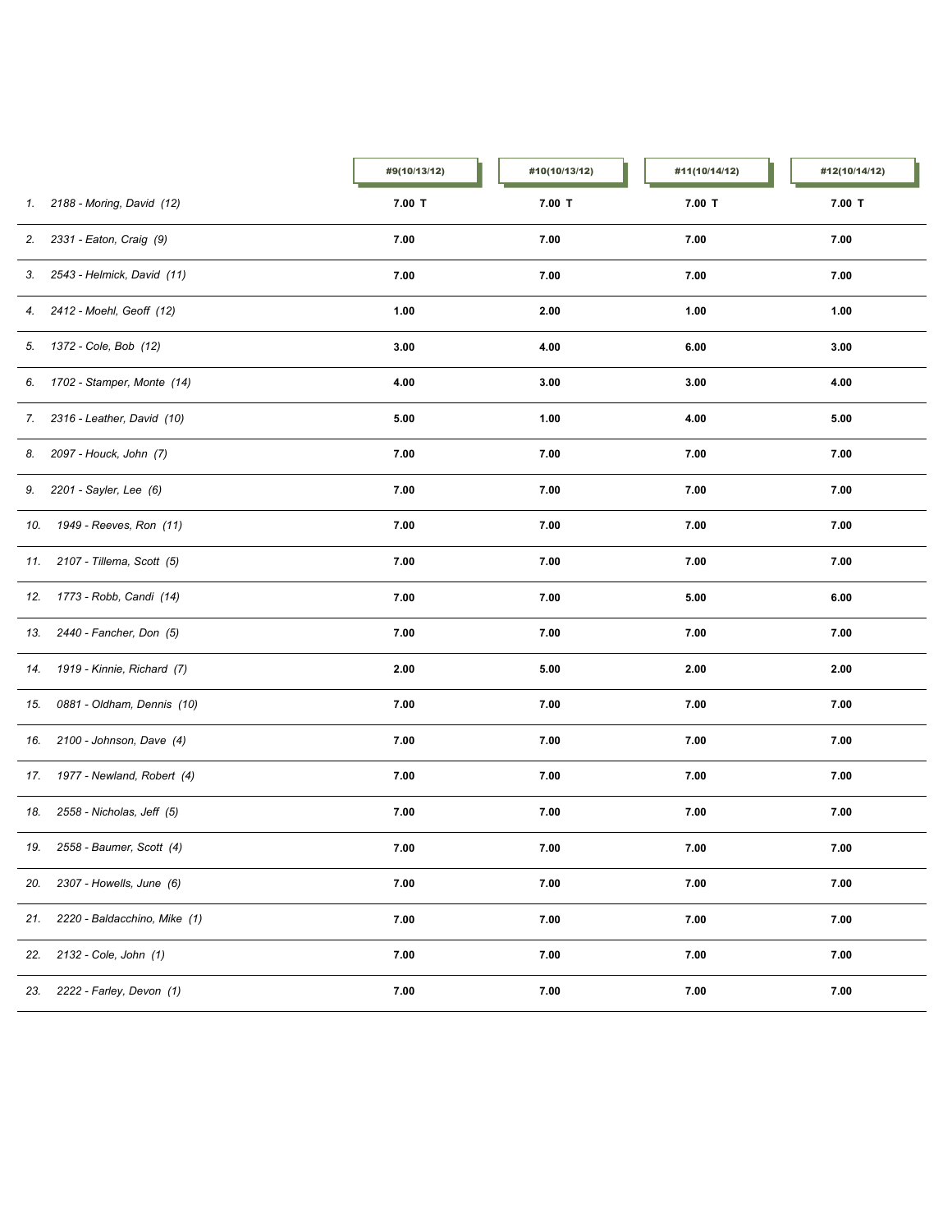| | #9(10/13/12) | #10(10/13/12) | #11(10/14/12) | #12(10/14/12) |
|---|---|---|---|---|
| 1. 2188 - Moring, David (12) | 7.00 T | 7.00 T | 7.00 T | 7.00 T |
| 2. 2331 - Eaton, Craig (9) | 7.00 | 7.00 | 7.00 | 7.00 |
| 3. 2543 - Helmick, David (11) | 7.00 | 7.00 | 7.00 | 7.00 |
| 4. 2412 - Moehl, Geoff (12) | 1.00 | 2.00 | 1.00 | 1.00 |
| 5. 1372 - Cole, Bob (12) | 3.00 | 4.00 | 6.00 | 3.00 |
| 6. 1702 - Stamper, Monte (14) | 4.00 | 3.00 | 3.00 | 4.00 |
| 7. 2316 - Leather, David (10) | 5.00 | 1.00 | 4.00 | 5.00 |
| 8. 2097 - Houck, John (7) | 7.00 | 7.00 | 7.00 | 7.00 |
| 9. 2201 - Sayler, Lee (6) | 7.00 | 7.00 | 7.00 | 7.00 |
| 10. 1949 - Reeves, Ron (11) | 7.00 | 7.00 | 7.00 | 7.00 |
| 11. 2107 - Tillema, Scott (5) | 7.00 | 7.00 | 7.00 | 7.00 |
| 12. 1773 - Robb, Candi (14) | 7.00 | 7.00 | 5.00 | 6.00 |
| 13. 2440 - Fancher, Don (5) | 7.00 | 7.00 | 7.00 | 7.00 |
| 14. 1919 - Kinnie, Richard (7) | 2.00 | 5.00 | 2.00 | 2.00 |
| 15. 0881 - Oldham, Dennis (10) | 7.00 | 7.00 | 7.00 | 7.00 |
| 16. 2100 - Johnson, Dave (4) | 7.00 | 7.00 | 7.00 | 7.00 |
| 17. 1977 - Newland, Robert (4) | 7.00 | 7.00 | 7.00 | 7.00 |
| 18. 2558 - Nicholas, Jeff (5) | 7.00 | 7.00 | 7.00 | 7.00 |
| 19. 2558 - Baumer, Scott (4) | 7.00 | 7.00 | 7.00 | 7.00 |
| 20. 2307 - Howells, June (6) | 7.00 | 7.00 | 7.00 | 7.00 |
| 21. 2220 - Baldacchino, Mike (1) | 7.00 | 7.00 | 7.00 | 7.00 |
| 22. 2132 - Cole, John (1) | 7.00 | 7.00 | 7.00 | 7.00 |
| 23. 2222 - Farley, Devon (1) | 7.00 | 7.00 | 7.00 | 7.00 |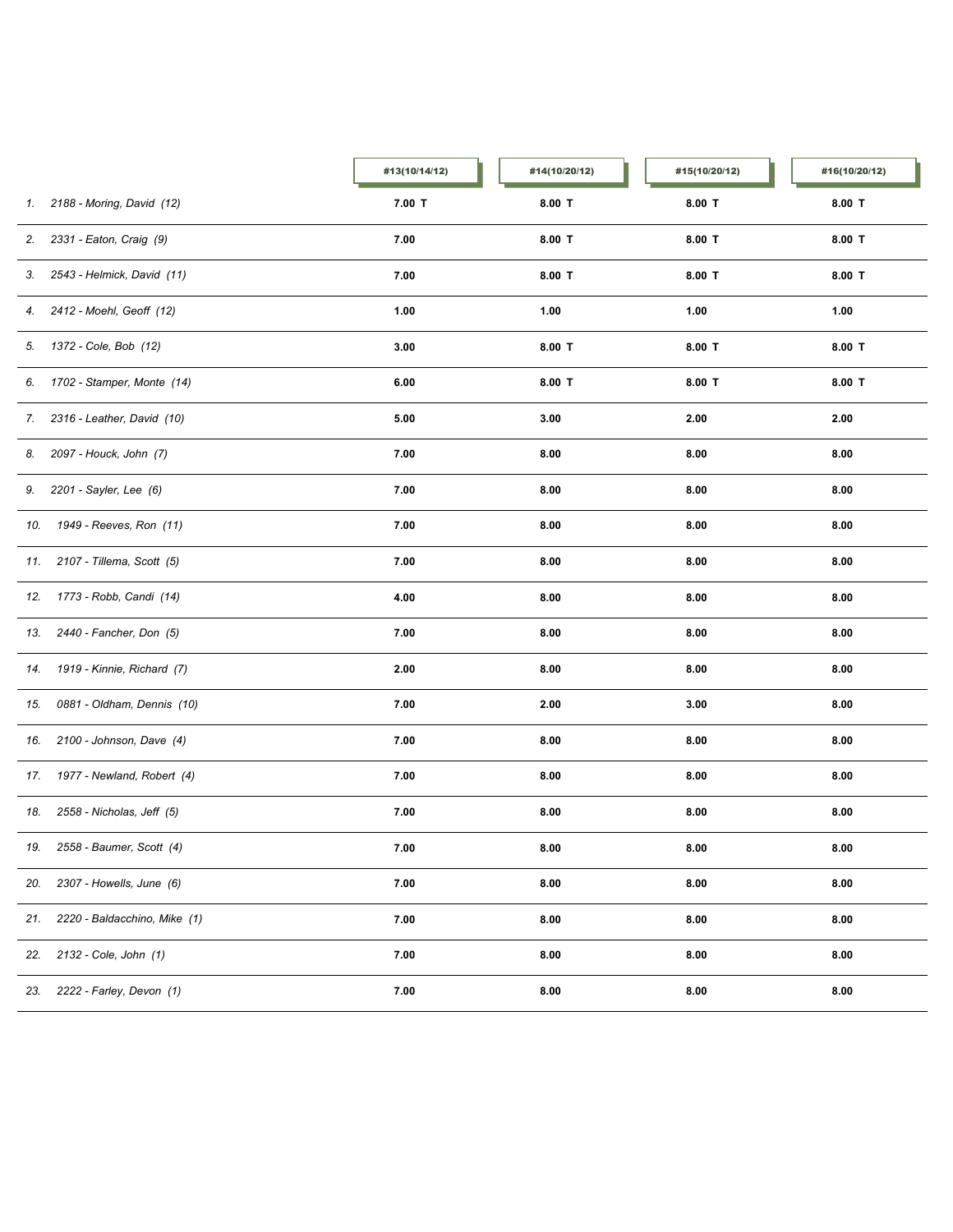| | #13(10/14/12) | #14(10/20/12) | #15(10/20/12) | #16(10/20/12) |
|---|---|---|---|---|
| 1. 2188 - Moring, David (12) | 7.00 T | 8.00 T | 8.00 T | 8.00 T |
| 2. 2331 - Eaton, Craig (9) | 7.00 | 8.00 T | 8.00 T | 8.00 T |
| 3. 2543 - Helmick, David (11) | 7.00 | 8.00 T | 8.00 T | 8.00 T |
| 4. 2412 - Moehl, Geoff (12) | 1.00 | 1.00 | 1.00 | 1.00 |
| 5. 1372 - Cole, Bob (12) | 3.00 | 8.00 T | 8.00 T | 8.00 T |
| 6. 1702 - Stamper, Monte (14) | 6.00 | 8.00 T | 8.00 T | 8.00 T |
| 7. 2316 - Leather, David (10) | 5.00 | 3.00 | 2.00 | 2.00 |
| 8. 2097 - Houck, John (7) | 7.00 | 8.00 | 8.00 | 8.00 |
| 9. 2201 - Sayler, Lee (6) | 7.00 | 8.00 | 8.00 | 8.00 |
| 10. 1949 - Reeves, Ron (11) | 7.00 | 8.00 | 8.00 | 8.00 |
| 11. 2107 - Tillema, Scott (5) | 7.00 | 8.00 | 8.00 | 8.00 |
| 12. 1773 - Robb, Candi (14) | 4.00 | 8.00 | 8.00 | 8.00 |
| 13. 2440 - Fancher, Don (5) | 7.00 | 8.00 | 8.00 | 8.00 |
| 14. 1919 - Kinnie, Richard (7) | 2.00 | 8.00 | 8.00 | 8.00 |
| 15. 0881 - Oldham, Dennis (10) | 7.00 | 2.00 | 3.00 | 8.00 |
| 16. 2100 - Johnson, Dave (4) | 7.00 | 8.00 | 8.00 | 8.00 |
| 17. 1977 - Newland, Robert (4) | 7.00 | 8.00 | 8.00 | 8.00 |
| 18. 2558 - Nicholas, Jeff (5) | 7.00 | 8.00 | 8.00 | 8.00 |
| 19. 2558 - Baumer, Scott (4) | 7.00 | 8.00 | 8.00 | 8.00 |
| 20. 2307 - Howells, June (6) | 7.00 | 8.00 | 8.00 | 8.00 |
| 21. 2220 - Baldacchino, Mike (1) | 7.00 | 8.00 | 8.00 | 8.00 |
| 22. 2132 - Cole, John (1) | 7.00 | 8.00 | 8.00 | 8.00 |
| 23. 2222 - Farley, Devon (1) | 7.00 | 8.00 | 8.00 | 8.00 |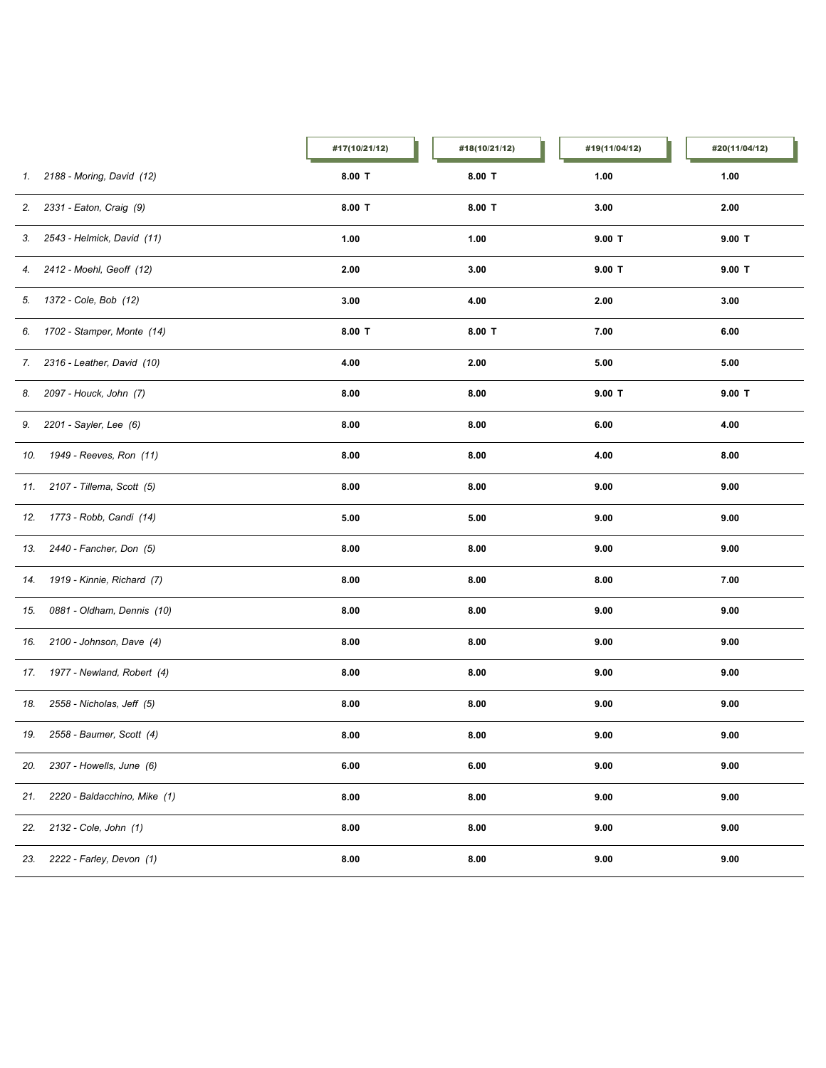| | #17(10/21/12) | #18(10/21/12) | #19(11/04/12) | #20(11/04/12) |
|---|---|---|---|---|
| 1. 2188 - Moring, David (12) | 8.00 T | 8.00 T | 1.00 | 1.00 |
| 2. 2331 - Eaton, Craig (9) | 8.00 T | 8.00 T | 3.00 | 2.00 |
| 3. 2543 - Helmick, David (11) | 1.00 | 1.00 | 9.00 T | 9.00 T |
| 4. 2412 - Moehl, Geoff (12) | 2.00 | 3.00 | 9.00 T | 9.00 T |
| 5. 1372 - Cole, Bob (12) | 3.00 | 4.00 | 2.00 | 3.00 |
| 6. 1702 - Stamper, Monte (14) | 8.00 T | 8.00 T | 7.00 | 6.00 |
| 7. 2316 - Leather, David (10) | 4.00 | 2.00 | 5.00 | 5.00 |
| 8. 2097 - Houck, John (7) | 8.00 | 8.00 | 9.00 T | 9.00 T |
| 9. 2201 - Sayler, Lee (6) | 8.00 | 8.00 | 6.00 | 4.00 |
| 10. 1949 - Reeves, Ron (11) | 8.00 | 8.00 | 4.00 | 8.00 |
| 11. 2107 - Tillema, Scott (5) | 8.00 | 8.00 | 9.00 | 9.00 |
| 12. 1773 - Robb, Candi (14) | 5.00 | 5.00 | 9.00 | 9.00 |
| 13. 2440 - Fancher, Don (5) | 8.00 | 8.00 | 9.00 | 9.00 |
| 14. 1919 - Kinnie, Richard (7) | 8.00 | 8.00 | 8.00 | 7.00 |
| 15. 0881 - Oldham, Dennis (10) | 8.00 | 8.00 | 9.00 | 9.00 |
| 16. 2100 - Johnson, Dave (4) | 8.00 | 8.00 | 9.00 | 9.00 |
| 17. 1977 - Newland, Robert (4) | 8.00 | 8.00 | 9.00 | 9.00 |
| 18. 2558 - Nicholas, Jeff (5) | 8.00 | 8.00 | 9.00 | 9.00 |
| 19. 2558 - Baumer, Scott (4) | 8.00 | 8.00 | 9.00 | 9.00 |
| 20. 2307 - Howells, June (6) | 6.00 | 6.00 | 9.00 | 9.00 |
| 21. 2220 - Baldacchino, Mike (1) | 8.00 | 8.00 | 9.00 | 9.00 |
| 22. 2132 - Cole, John (1) | 8.00 | 8.00 | 9.00 | 9.00 |
| 23. 2222 - Farley, Devon (1) | 8.00 | 8.00 | 9.00 | 9.00 |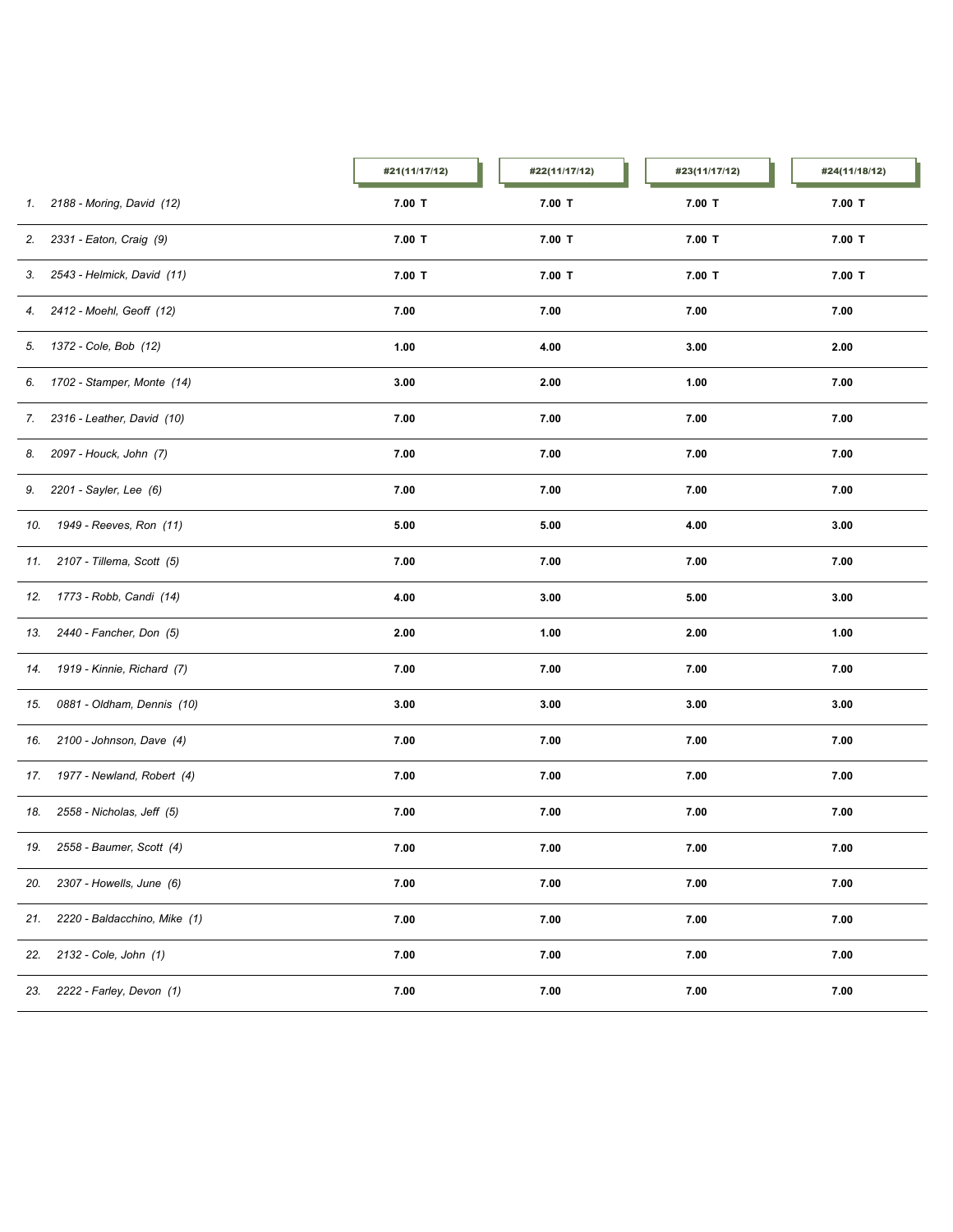| | #21(11/17/12) | #22(11/17/12) | #23(11/17/12) | #24(11/18/12) |
|---|---|---|---|---|
| 1. 2188 - Moring, David (12) | 7.00 T | 7.00 T | 7.00 T | 7.00 T |
| 2. 2331 - Eaton, Craig (9) | 7.00 T | 7.00 T | 7.00 T | 7.00 T |
| 3. 2543 - Helmick, David (11) | 7.00 T | 7.00 T | 7.00 T | 7.00 T |
| 4. 2412 - Moehl, Geoff (12) | 7.00 | 7.00 | 7.00 | 7.00 |
| 5. 1372 - Cole, Bob (12) | 1.00 | 4.00 | 3.00 | 2.00 |
| 6. 1702 - Stamper, Monte (14) | 3.00 | 2.00 | 1.00 | 7.00 |
| 7. 2316 - Leather, David (10) | 7.00 | 7.00 | 7.00 | 7.00 |
| 8. 2097 - Houck, John (7) | 7.00 | 7.00 | 7.00 | 7.00 |
| 9. 2201 - Sayler, Lee (6) | 7.00 | 7.00 | 7.00 | 7.00 |
| 10. 1949 - Reeves, Ron (11) | 5.00 | 5.00 | 4.00 | 3.00 |
| 11. 2107 - Tillema, Scott (5) | 7.00 | 7.00 | 7.00 | 7.00 |
| 12. 1773 - Robb, Candi (14) | 4.00 | 3.00 | 5.00 | 3.00 |
| 13. 2440 - Fancher, Don (5) | 2.00 | 1.00 | 2.00 | 1.00 |
| 14. 1919 - Kinnie, Richard (7) | 7.00 | 7.00 | 7.00 | 7.00 |
| 15. 0881 - Oldham, Dennis (10) | 3.00 | 3.00 | 3.00 | 3.00 |
| 16. 2100 - Johnson, Dave (4) | 7.00 | 7.00 | 7.00 | 7.00 |
| 17. 1977 - Newland, Robert (4) | 7.00 | 7.00 | 7.00 | 7.00 |
| 18. 2558 - Nicholas, Jeff (5) | 7.00 | 7.00 | 7.00 | 7.00 |
| 19. 2558 - Baumer, Scott (4) | 7.00 | 7.00 | 7.00 | 7.00 |
| 20. 2307 - Howells, June (6) | 7.00 | 7.00 | 7.00 | 7.00 |
| 21. 2220 - Baldacchino, Mike (1) | 7.00 | 7.00 | 7.00 | 7.00 |
| 22. 2132 - Cole, John (1) | 7.00 | 7.00 | 7.00 | 7.00 |
| 23. 2222 - Farley, Devon (1) | 7.00 | 7.00 | 7.00 | 7.00 |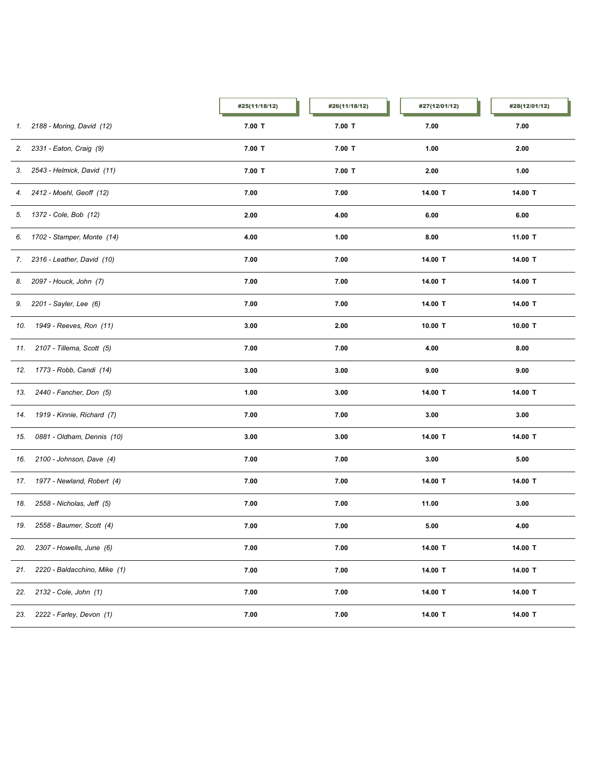| | #25(11/18/12) | #26(11/18/12) | #27(12/01/12) | #28(12/01/12) |
|---|---|---|---|---|
| 1. 2188 - Moring, David (12) | 7.00 T | 7.00 T | 7.00 | 7.00 |
| 2. 2331 - Eaton, Craig (9) | 7.00 T | 7.00 T | 1.00 | 2.00 |
| 3. 2543 - Helmick, David (11) | 7.00 T | 7.00 T | 2.00 | 1.00 |
| 4. 2412 - Moehl, Geoff (12) | 7.00 | 7.00 | 14.00 T | 14.00 T |
| 5. 1372 - Cole, Bob (12) | 2.00 | 4.00 | 6.00 | 6.00 |
| 6. 1702 - Stamper, Monte (14) | 4.00 | 1.00 | 8.00 | 11.00 T |
| 7. 2316 - Leather, David (10) | 7.00 | 7.00 | 14.00 T | 14.00 T |
| 8. 2097 - Houck, John (7) | 7.00 | 7.00 | 14.00 T | 14.00 T |
| 9. 2201 - Sayler, Lee (6) | 7.00 | 7.00 | 14.00 T | 14.00 T |
| 10. 1949 - Reeves, Ron (11) | 3.00 | 2.00 | 10.00 T | 10.00 T |
| 11. 2107 - Tillema, Scott (5) | 7.00 | 7.00 | 4.00 | 8.00 |
| 12. 1773 - Robb, Candi (14) | 3.00 | 3.00 | 9.00 | 9.00 |
| 13. 2440 - Fancher, Don (5) | 1.00 | 3.00 | 14.00 T | 14.00 T |
| 14. 1919 - Kinnie, Richard (7) | 7.00 | 7.00 | 3.00 | 3.00 |
| 15. 0881 - Oldham, Dennis (10) | 3.00 | 3.00 | 14.00 T | 14.00 T |
| 16. 2100 - Johnson, Dave (4) | 7.00 | 7.00 | 3.00 | 5.00 |
| 17. 1977 - Newland, Robert (4) | 7.00 | 7.00 | 14.00 T | 14.00 T |
| 18. 2558 - Nicholas, Jeff (5) | 7.00 | 7.00 | 11.00 | 3.00 |
| 19. 2558 - Baumer, Scott (4) | 7.00 | 7.00 | 5.00 | 4.00 |
| 20. 2307 - Howells, June (6) | 7.00 | 7.00 | 14.00 T | 14.00 T |
| 21. 2220 - Baldacchino, Mike (1) | 7.00 | 7.00 | 14.00 T | 14.00 T |
| 22. 2132 - Cole, John (1) | 7.00 | 7.00 | 14.00 T | 14.00 T |
| 23. 2222 - Farley, Devon (1) | 7.00 | 7.00 | 14.00 T | 14.00 T |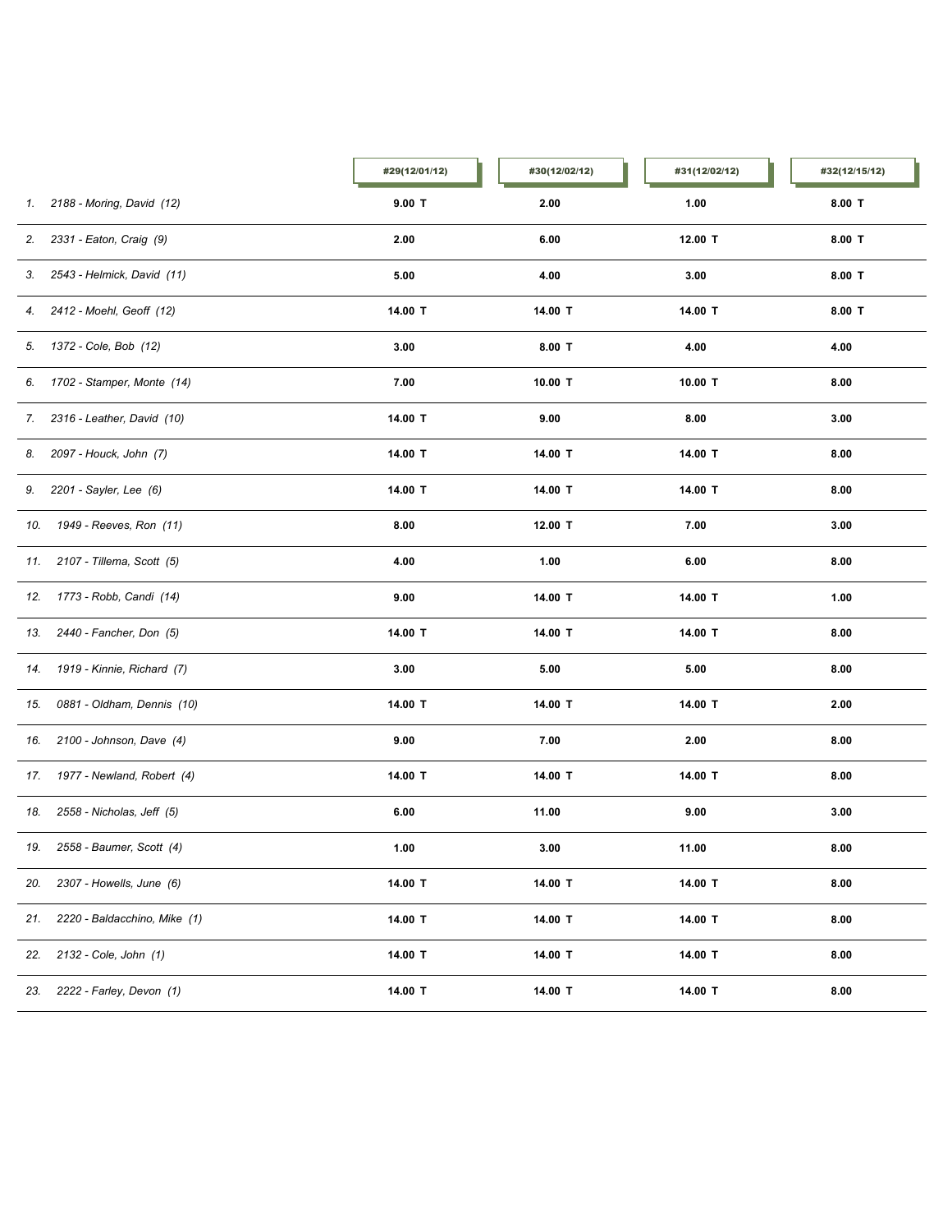| | #29(12/01/12) | #30(12/02/12) | #31(12/02/12) | #32(12/15/12) |
|---|---|---|---|---|
| 1. 2188 - Moring, David (12) | **9.00 T** | **2.00** | **1.00** | **8.00 T** |
| 2. 2331 - Eaton, Craig (9) | **2.00** | **6.00** | **12.00 T** | **8.00 T** |
| 3. 2543 - Helmick, David (11) | **5.00** | **4.00** | **3.00** | **8.00 T** |
| 4. 2412 - Moehl, Geoff (12) | **14.00 T** | **14.00 T** | **14.00 T** | **8.00 T** |
| 5. 1372 - Cole, Bob (12) | **3.00** | **8.00 T** | **4.00** | **4.00** |
| 6. 1702 - Stamper, Monte (14) | **7.00** | **10.00 T** | **10.00 T** | **8.00** |
| 7. 2316 - Leather, David (10) | **14.00 T** | **9.00** | **8.00** | **3.00** |
| 8. 2097 - Houck, John (7) | **14.00 T** | **14.00 T** | **14.00 T** | **8.00** |
| 9. 2201 - Sayler, Lee (6) | **14.00 T** | **14.00 T** | **14.00 T** | **8.00** |
| 10. 1949 - Reeves, Ron (11) | **8.00** | **12.00 T** | **7.00** | **3.00** |
| 11. 2107 - Tillema, Scott (5) | **4.00** | **1.00** | **6.00** | **8.00** |
| 12. 1773 - Robb, Candi (14) | **9.00** | **14.00 T** | **14.00 T** | **1.00** |
| 13. 2440 - Fancher, Don (5) | **14.00 T** | **14.00 T** | **14.00 T** | **8.00** |
| 14. 1919 - Kinnie, Richard (7) | **3.00** | **5.00** | **5.00** | **8.00** |
| 15. 0881 - Oldham, Dennis (10) | **14.00 T** | **14.00 T** | **14.00 T** | **2.00** |
| 16. 2100 - Johnson, Dave (4) | **9.00** | **7.00** | **2.00** | **8.00** |
| 17. 1977 - Newland, Robert (4) | **14.00 T** | **14.00 T** | **14.00 T** | **8.00** |
| 18. 2558 - Nicholas, Jeff (5) | **6.00** | **11.00** | **9.00** | **3.00** |
| 19. 2558 - Baumer, Scott (4) | **1.00** | **3.00** | **11.00** | **8.00** |
| 20. 2307 - Howells, June (6) | **14.00 T** | **14.00 T** | **14.00 T** | **8.00** |
| 21. 2220 - Baldacchino, Mike (1) | **14.00 T** | **14.00 T** | **14.00 T** | **8.00** |
| 22. 2132 - Cole, John (1) | **14.00 T** | **14.00 T** | **14.00 T** | **8.00** |
| 23. 2222 - Farley, Devon (1) | **14.00 T** | **14.00 T** | **14.00 T** | **8.00** |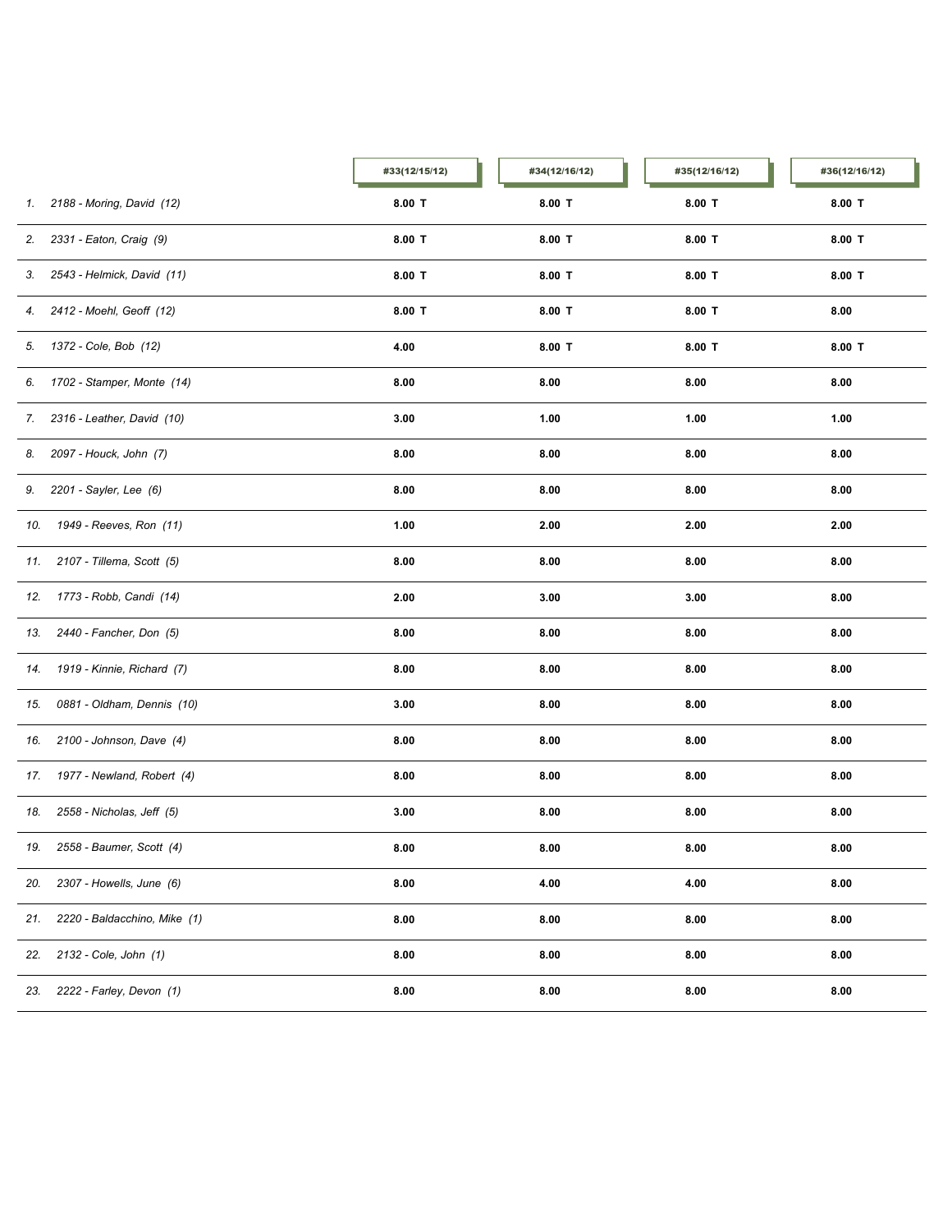| | #33(12/15/12) | #34(12/16/12) | #35(12/16/12) | #36(12/16/12) |
|---|---|---|---|---|
| 1. 2188 - Moring, David (12) | **8.00 T** | **8.00 T** | **8.00 T** | **8.00 T** |
| 2. 2331 - Eaton, Craig (9) | **8.00 T** | **8.00 T** | **8.00 T** | **8.00 T** |
| 3. 2543 - Helmick, David (11) | **8.00 T** | **8.00 T** | **8.00 T** | **8.00 T** |
| 4. 2412 - Moehl, Geoff (12) | **8.00 T** | **8.00 T** | **8.00 T** | **8.00** |
| 5. 1372 - Cole, Bob (12) | **4.00** | **8.00 T** | **8.00 T** | **8.00 T** |
| 6. 1702 - Stamper, Monte (14) | **8.00** | **8.00** | **8.00** | **8.00** |
| 7. 2316 - Leather, David (10) | **3.00** | **1.00** | **1.00** | **1.00** |
| 8. 2097 - Houck, John (7) | **8.00** | **8.00** | **8.00** | **8.00** |
| 9. 2201 - Sayler, Lee (6) | **8.00** | **8.00** | **8.00** | **8.00** |
| 10. 1949 - Reeves, Ron (11) | **1.00** | **2.00** | **2.00** | **2.00** |
| 11. 2107 - Tillema, Scott (5) | **8.00** | **8.00** | **8.00** | **8.00** |
| 12. 1773 - Robb, Candi (14) | **2.00** | **3.00** | **3.00** | **8.00** |
| 13. 2440 - Fancher, Don (5) | **8.00** | **8.00** | **8.00** | **8.00** |
| 14. 1919 - Kinnie, Richard (7) | **8.00** | **8.00** | **8.00** | **8.00** |
| 15. 0881 - Oldham, Dennis (10) | **3.00** | **8.00** | **8.00** | **8.00** |
| 16. 2100 - Johnson, Dave (4) | **8.00** | **8.00** | **8.00** | **8.00** |
| 17. 1977 - Newland, Robert (4) | **8.00** | **8.00** | **8.00** | **8.00** |
| 18. 2558 - Nicholas, Jeff (5) | **3.00** | **8.00** | **8.00** | **8.00** |
| 19. 2558 - Baumer, Scott (4) | **8.00** | **8.00** | **8.00** | **8.00** |
| 20. 2307 - Howells, June (6) | **8.00** | **4.00** | **4.00** | **8.00** |
| 21. 2220 - Baldacchino, Mike (1) | **8.00** | **8.00** | **8.00** | **8.00** |
| 22. 2132 - Cole, John (1) | **8.00** | **8.00** | **8.00** | **8.00** |
| 23. 2222 - Farley, Devon (1) | **8.00** | **8.00** | **8.00** | **8.00** |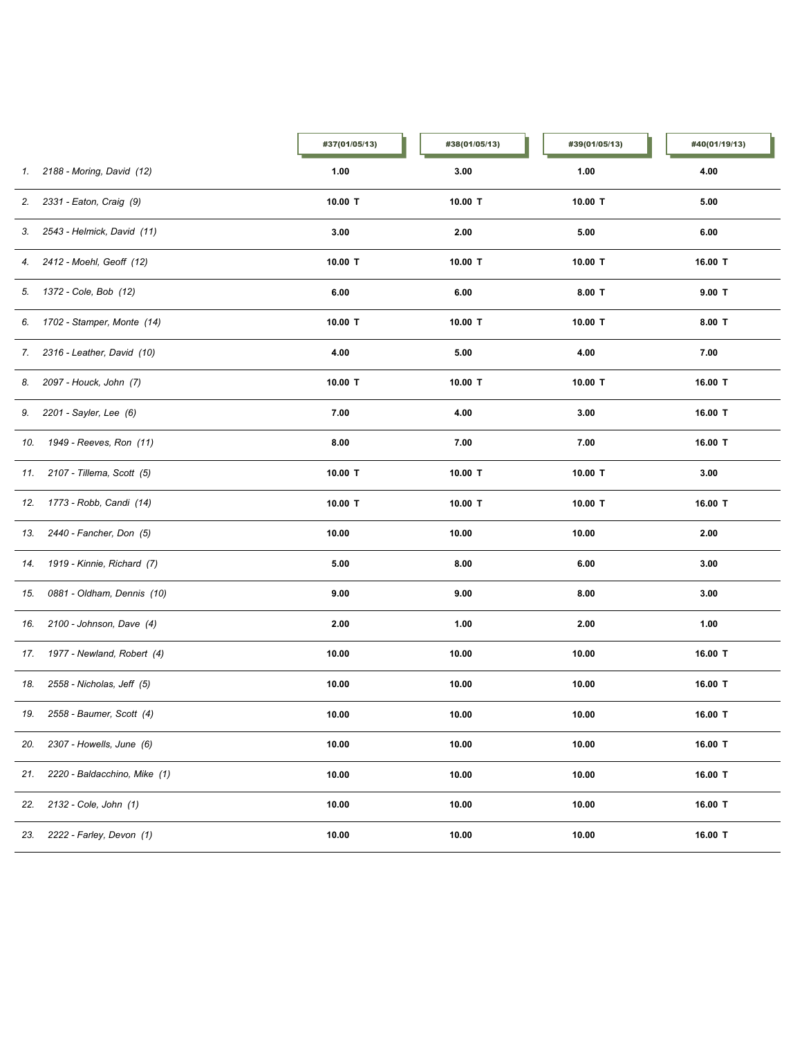| | #37(01/05/13) | #38(01/05/13) | #39(01/05/13) | #40(01/19/13) |
|---|---|---|---|---|
| *1. 2188 - Moring, David (12)* | **1.00** | **3.00** | **1.00** | **4.00** |
| *2. 2331 - Eaton, Craig (9)* | **10.00 T** | **10.00 T** | **10.00 T** | **5.00** |
| *3. 2543 - Helmick, David (11)* | **3.00** | **2.00** | **5.00** | **6.00** |
| *4. 2412 - Moehl, Geoff (12)* | **10.00 T** | **10.00 T** | **10.00 T** | **16.00 T** |
| *5. 1372 - Cole, Bob (12)* | **6.00** | **6.00** | **8.00 T** | **9.00 T** |
| *6. 1702 - Stamper, Monte (14)* | **10.00 T** | **10.00 T** | **10.00 T** | **8.00 T** |
| *7. 2316 - Leather, David (10)* | **4.00** | **5.00** | **4.00** | **7.00** |
| *8. 2097 - Houck, John (7)* | **10.00 T** | **10.00 T** | **10.00 T** | **16.00 T** |
| *9. 2201 - Sayler, Lee (6)* | **7.00** | **4.00** | **3.00** | **16.00 T** |
| *10. 1949 - Reeves, Ron (11)* | **8.00** | **7.00** | **7.00** | **16.00 T** |
| *11. 2107 - Tillema, Scott (5)* | **10.00 T** | **10.00 T** | **10.00 T** | **3.00** |
| *12. 1773 - Robb, Candi (14)* | **10.00 T** | **10.00 T** | **10.00 T** | **16.00 T** |
| *13. 2440 - Fancher, Don (5)* | **10.00** | **10.00** | **10.00** | **2.00** |
| *14. 1919 - Kinnie, Richard (7)* | **5.00** | **8.00** | **6.00** | **3.00** |
| *15. 0881 - Oldham, Dennis (10)* | **9.00** | **9.00** | **8.00** | **3.00** |
| *16. 2100 - Johnson, Dave (4)* | **2.00** | **1.00** | **2.00** | **1.00** |
| *17. 1977 - Newland, Robert (4)* | **10.00** | **10.00** | **10.00** | **16.00 T** |
| *18. 2558 - Nicholas, Jeff (5)* | **10.00** | **10.00** | **10.00** | **16.00 T** |
| *19. 2558 - Baumer, Scott (4)* | **10.00** | **10.00** | **10.00** | **16.00 T** |
| *20. 2307 - Howells, June (6)* | **10.00** | **10.00** | **10.00** | **16.00 T** |
| *21. 2220 - Baldacchino, Mike (1)* | **10.00** | **10.00** | **10.00** | **16.00 T** |
| *22. 2132 - Cole, John (1)* | **10.00** | **10.00** | **10.00** | **16.00 T** |
| *23. 2222 - Farley, Devon (1)* | **10.00** | **10.00** | **10.00** | **16.00 T** |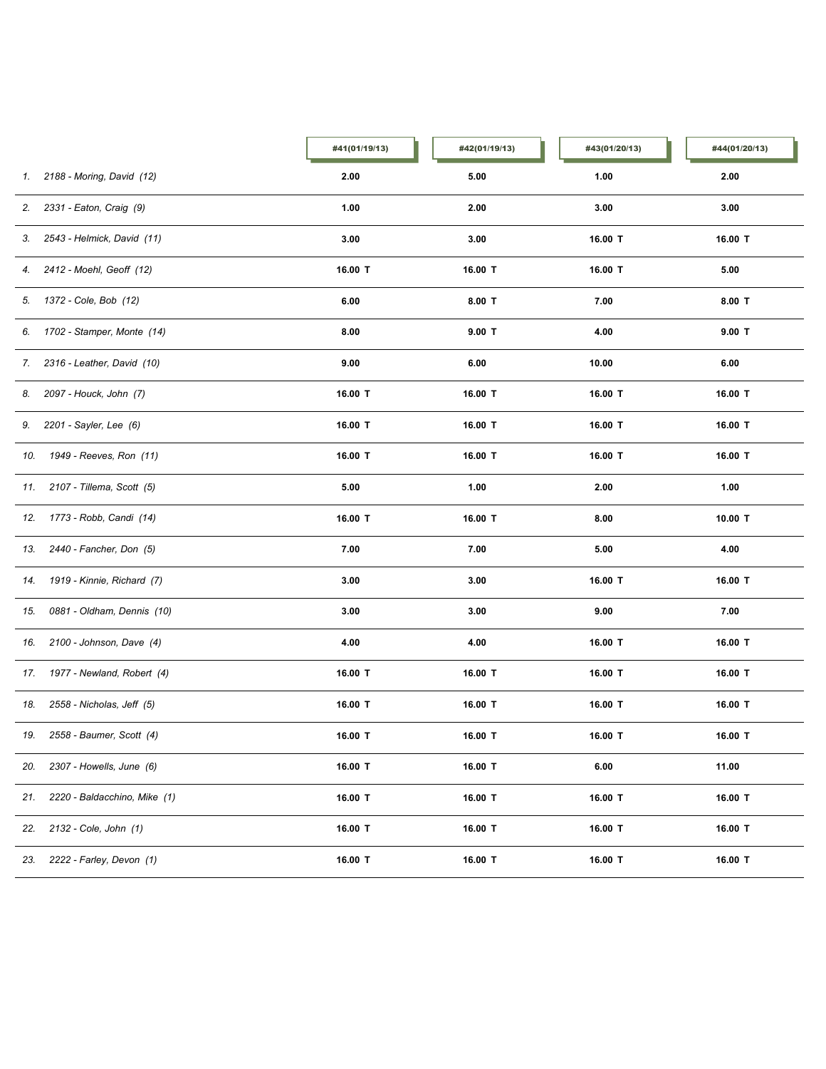| | #41(01/19/13) | #42(01/19/13) | #43(01/20/13) | #44(01/20/13) |
|---|---|---|---|---|
| 1. 2188 - Moring, David (12) | 2.00 | 5.00 | 1.00 | 2.00 |
| 2. 2331 - Eaton, Craig (9) | 1.00 | 2.00 | 3.00 | 3.00 |
| 3. 2543 - Helmick, David (11) | 3.00 | 3.00 | 16.00 T | 16.00 T |
| 4. 2412 - Moehl, Geoff (12) | 16.00 T | 16.00 T | 16.00 T | 5.00 |
| 5. 1372 - Cole, Bob (12) | 6.00 | 8.00 T | 7.00 | 8.00 T |
| 6. 1702 - Stamper, Monte (14) | 8.00 | 9.00 T | 4.00 | 9.00 T |
| 7. 2316 - Leather, David (10) | 9.00 | 6.00 | 10.00 | 6.00 |
| 8. 2097 - Houck, John (7) | 16.00 T | 16.00 T | 16.00 T | 16.00 T |
| 9. 2201 - Sayler, Lee (6) | 16.00 T | 16.00 T | 16.00 T | 16.00 T |
| 10. 1949 - Reeves, Ron (11) | 16.00 T | 16.00 T | 16.00 T | 16.00 T |
| 11. 2107 - Tillema, Scott (5) | 5.00 | 1.00 | 2.00 | 1.00 |
| 12. 1773 - Robb, Candi (14) | 16.00 T | 16.00 T | 8.00 | 10.00 T |
| 13. 2440 - Fancher, Don (5) | 7.00 | 7.00 | 5.00 | 4.00 |
| 14. 1919 - Kinnie, Richard (7) | 3.00 | 3.00 | 16.00 T | 16.00 T |
| 15. 0881 - Oldham, Dennis (10) | 3.00 | 3.00 | 9.00 | 7.00 |
| 16. 2100 - Johnson, Dave (4) | 4.00 | 4.00 | 16.00 T | 16.00 T |
| 17. 1977 - Newland, Robert (4) | 16.00 T | 16.00 T | 16.00 T | 16.00 T |
| 18. 2558 - Nicholas, Jeff (5) | 16.00 T | 16.00 T | 16.00 T | 16.00 T |
| 19. 2558 - Baumer, Scott (4) | 16.00 T | 16.00 T | 16.00 T | 16.00 T |
| 20. 2307 - Howells, June (6) | 16.00 T | 16.00 T | 6.00 | 11.00 |
| 21. 2220 - Baldacchino, Mike (1) | 16.00 T | 16.00 T | 16.00 T | 16.00 T |
| 22. 2132 - Cole, John (1) | 16.00 T | 16.00 T | 16.00 T | 16.00 T |
| 23. 2222 - Farley, Devon (1) | 16.00 T | 16.00 T | 16.00 T | 16.00 T |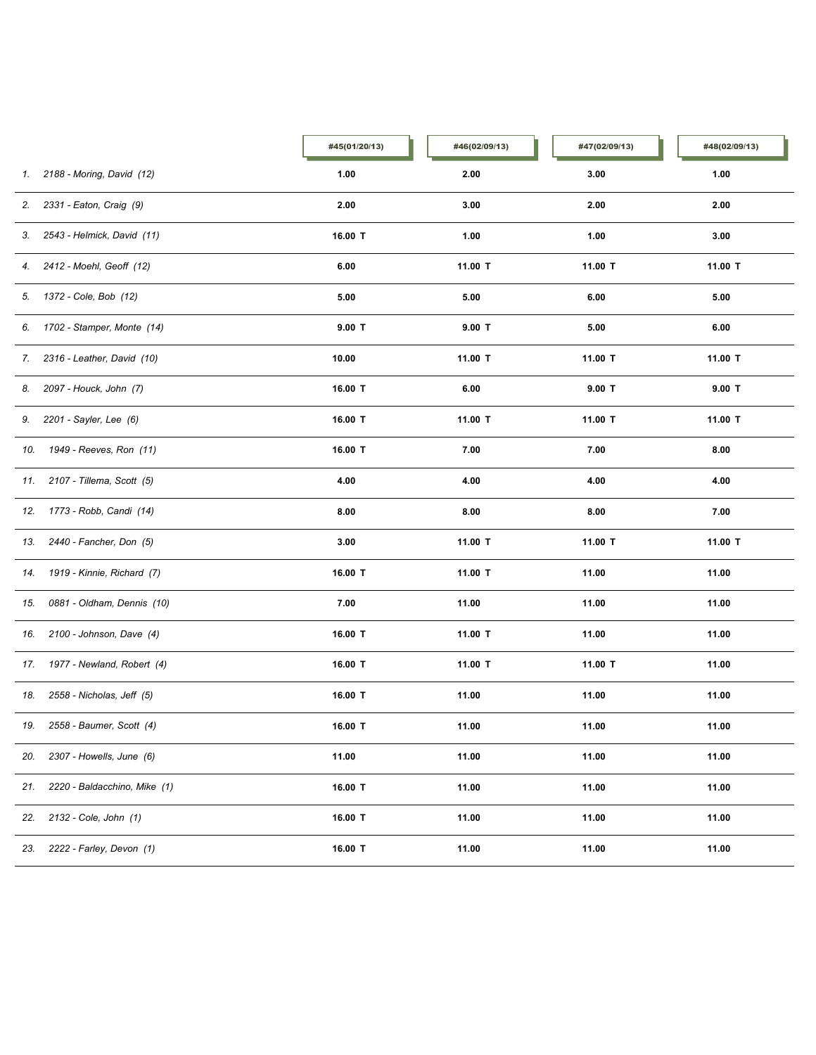| | #45(01/20/13) | #46(02/09/13) | #47(02/09/13) | #48(02/09/13) |
|---|---|---|---|---|
| *1. 2188 - Moring, David (12)* | **1.00** | **2.00** | **3.00** | **1.00** |
| *2. 2331 - Eaton, Craig (9)* | **2.00** | **3.00** | **2.00** | **2.00** |
| *3. 2543 - Helmick, David (11)* | **16.00 T** | **1.00** | **1.00** | **3.00** |
| *4. 2412 - Moehl, Geoff (12)* | **6.00** | **11.00 T** | **11.00 T** | **11.00 T** |
| *5. 1372 - Cole, Bob (12)* | **5.00** | **5.00** | **6.00** | **5.00** |
| *6. 1702 - Stamper, Monte (14)* | **9.00 T** | **9.00 T** | **5.00** | **6.00** |
| *7. 2316 - Leather, David (10)* | **10.00** | **11.00 T** | **11.00 T** | **11.00 T** |
| *8. 2097 - Houck, John (7)* | **16.00 T** | **6.00** | **9.00 T** | **9.00 T** |
| *9. 2201 - Sayler, Lee (6)* | **16.00 T** | **11.00 T** | **11.00 T** | **11.00 T** |
| *10. 1949 - Reeves, Ron (11)* | **16.00 T** | **7.00** | **7.00** | **8.00** |
| *11. 2107 - Tillema, Scott (5)* | **4.00** | **4.00** | **4.00** | **4.00** |
| *12. 1773 - Robb, Candi (14)* | **8.00** | **8.00** | **8.00** | **7.00** |
| *13. 2440 - Fancher, Don (5)* | **3.00** | **11.00 T** | **11.00 T** | **11.00 T** |
| *14. 1919 - Kinnie, Richard (7)* | **16.00 T** | **11.00 T** | **11.00** | **11.00** |
| *15. 0881 - Oldham, Dennis (10)* | **7.00** | **11.00** | **11.00** | **11.00** |
| *16. 2100 - Johnson, Dave (4)* | **16.00 T** | **11.00 T** | **11.00** | **11.00** |
| *17. 1977 - Newland, Robert (4)* | **16.00 T** | **11.00 T** | **11.00 T** | **11.00** |
| *18. 2558 - Nicholas, Jeff (5)* | **16.00 T** | **11.00** | **11.00** | **11.00** |
| *19. 2558 - Baumer, Scott (4)* | **16.00 T** | **11.00** | **11.00** | **11.00** |
| *20. 2307 - Howells, June (6)* | **11.00** | **11.00** | **11.00** | **11.00** |
| *21. 2220 - Baldacchino, Mike (1)* | **16.00 T** | **11.00** | **11.00** | **11.00** |
| *22. 2132 - Cole, John (1)* | **16.00 T** | **11.00** | **11.00** | **11.00** |
| *23. 2222 - Farley, Devon (1)* | **16.00 T** | **11.00** | **11.00** | **11.00** |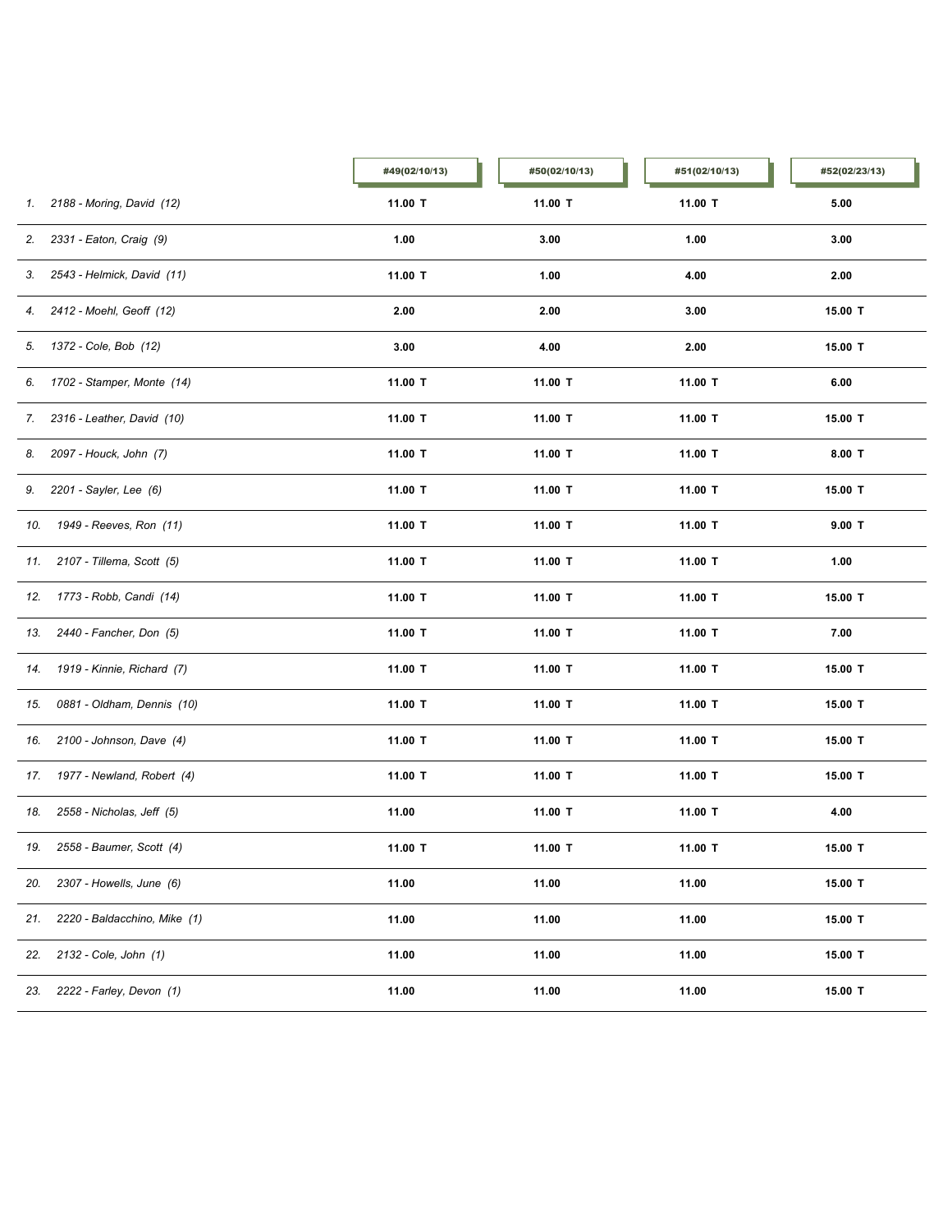| | #49(02/10/13) | #50(02/10/13) | #51(02/10/13) | #52(02/23/13) |
|---|---|---|---|---|
| 1. 2188 - Moring, David (12) | 11.00 T | 11.00 T | 11.00 T | 5.00 |
| 2. 2331 - Eaton, Craig (9) | 1.00 | 3.00 | 1.00 | 3.00 |
| 3. 2543 - Helmick, David (11) | 11.00 T | 1.00 | 4.00 | 2.00 |
| 4. 2412 - Moehl, Geoff (12) | 2.00 | 2.00 | 3.00 | 15.00 T |
| 5. 1372 - Cole, Bob (12) | 3.00 | 4.00 | 2.00 | 15.00 T |
| 6. 1702 - Stamper, Monte (14) | 11.00 T | 11.00 T | 11.00 T | 6.00 |
| 7. 2316 - Leather, David (10) | 11.00 T | 11.00 T | 11.00 T | 15.00 T |
| 8. 2097 - Houck, John (7) | 11.00 T | 11.00 T | 11.00 T | 8.00 T |
| 9. 2201 - Sayler, Lee (6) | 11.00 T | 11.00 T | 11.00 T | 15.00 T |
| 10. 1949 - Reeves, Ron (11) | 11.00 T | 11.00 T | 11.00 T | 9.00 T |
| 11. 2107 - Tillema, Scott (5) | 11.00 T | 11.00 T | 11.00 T | 1.00 |
| 12. 1773 - Robb, Candi (14) | 11.00 T | 11.00 T | 11.00 T | 15.00 T |
| 13. 2440 - Fancher, Don (5) | 11.00 T | 11.00 T | 11.00 T | 7.00 |
| 14. 1919 - Kinnie, Richard (7) | 11.00 T | 11.00 T | 11.00 T | 15.00 T |
| 15. 0881 - Oldham, Dennis (10) | 11.00 T | 11.00 T | 11.00 T | 15.00 T |
| 16. 2100 - Johnson, Dave (4) | 11.00 T | 11.00 T | 11.00 T | 15.00 T |
| 17. 1977 - Newland, Robert (4) | 11.00 T | 11.00 T | 11.00 T | 15.00 T |
| 18. 2558 - Nicholas, Jeff (5) | 11.00 | 11.00 T | 11.00 T | 4.00 |
| 19. 2558 - Baumer, Scott (4) | 11.00 T | 11.00 T | 11.00 T | 15.00 T |
| 20. 2307 - Howells, June (6) | 11.00 | 11.00 | 11.00 | 15.00 T |
| 21. 2220 - Baldacchino, Mike (1) | 11.00 | 11.00 | 11.00 | 15.00 T |
| 22. 2132 - Cole, John (1) | 11.00 | 11.00 | 11.00 | 15.00 T |
| 23. 2222 - Farley, Devon (1) | 11.00 | 11.00 | 11.00 | 15.00 T |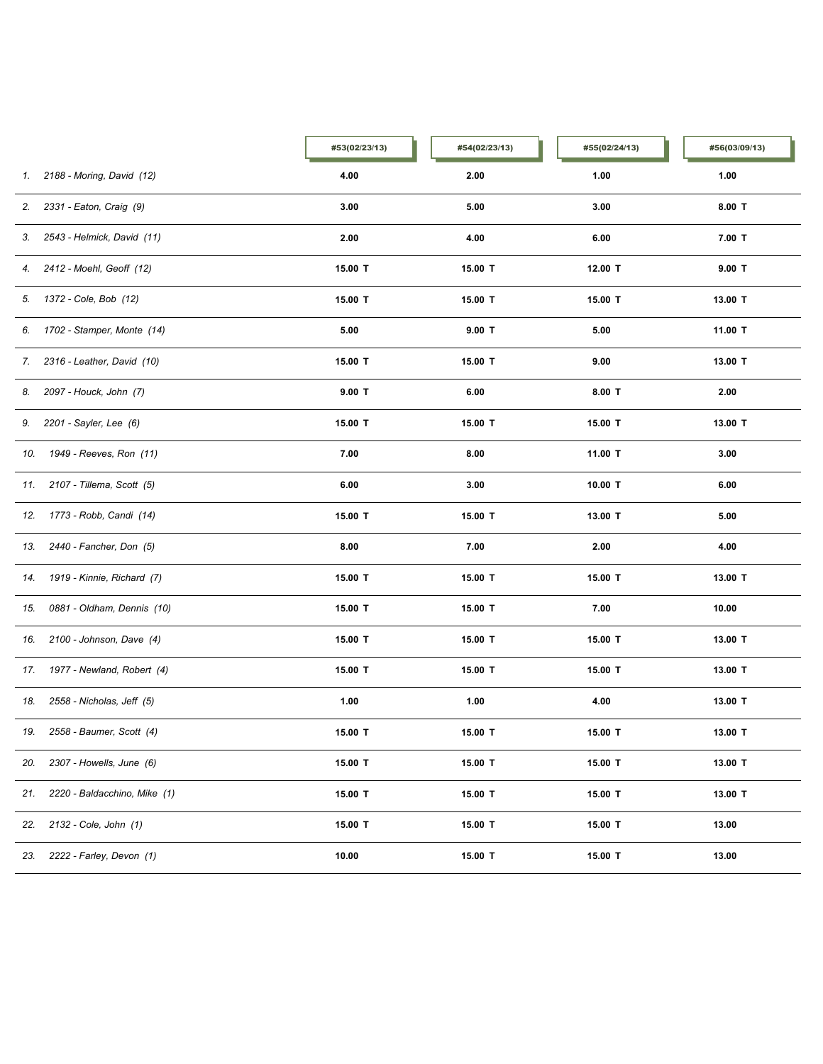| | #53(02/23/13) | #54(02/23/13) | #55(02/24/13) | #56(03/09/13) |
|---|---|---|---|---|
| 1. 2188 - Moring, David (12) | 4.00 | 2.00 | 1.00 | 1.00 |
| 2. 2331 - Eaton, Craig (9) | 3.00 | 5.00 | 3.00 | 8.00 T |
| 3. 2543 - Helmick, David (11) | 2.00 | 4.00 | 6.00 | 7.00 T |
| 4. 2412 - Moehl, Geoff (12) | 15.00 T | 15.00 T | 12.00 T | 9.00 T |
| 5. 1372 - Cole, Bob (12) | 15.00 T | 15.00 T | 15.00 T | 13.00 T |
| 6. 1702 - Stamper, Monte (14) | 5.00 | 9.00 T | 5.00 | 11.00 T |
| 7. 2316 - Leather, David (10) | 15.00 T | 15.00 T | 9.00 | 13.00 T |
| 8. 2097 - Houck, John (7) | 9.00 T | 6.00 | 8.00 T | 2.00 |
| 9. 2201 - Sayler, Lee (6) | 15.00 T | 15.00 T | 15.00 T | 13.00 T |
| 10. 1949 - Reeves, Ron (11) | 7.00 | 8.00 | 11.00 T | 3.00 |
| 11. 2107 - Tillema, Scott (5) | 6.00 | 3.00 | 10.00 T | 6.00 |
| 12. 1773 - Robb, Candi (14) | 15.00 T | 15.00 T | 13.00 T | 5.00 |
| 13. 2440 - Fancher, Don (5) | 8.00 | 7.00 | 2.00 | 4.00 |
| 14. 1919 - Kinnie, Richard (7) | 15.00 T | 15.00 T | 15.00 T | 13.00 T |
| 15. 0881 - Oldham, Dennis (10) | 15.00 T | 15.00 T | 7.00 | 10.00 |
| 16. 2100 - Johnson, Dave (4) | 15.00 T | 15.00 T | 15.00 T | 13.00 T |
| 17. 1977 - Newland, Robert (4) | 15.00 T | 15.00 T | 15.00 T | 13.00 T |
| 18. 2558 - Nicholas, Jeff (5) | 1.00 | 1.00 | 4.00 | 13.00 T |
| 19. 2558 - Baumer, Scott (4) | 15.00 T | 15.00 T | 15.00 T | 13.00 T |
| 20. 2307 - Howells, June (6) | 15.00 T | 15.00 T | 15.00 T | 13.00 T |
| 21. 2220 - Baldacchino, Mike (1) | 15.00 T | 15.00 T | 15.00 T | 13.00 T |
| 22. 2132 - Cole, John (1) | 15.00 T | 15.00 T | 15.00 T | 13.00 |
| 23. 2222 - Farley, Devon (1) | 10.00 | 15.00 T | 15.00 T | 13.00 |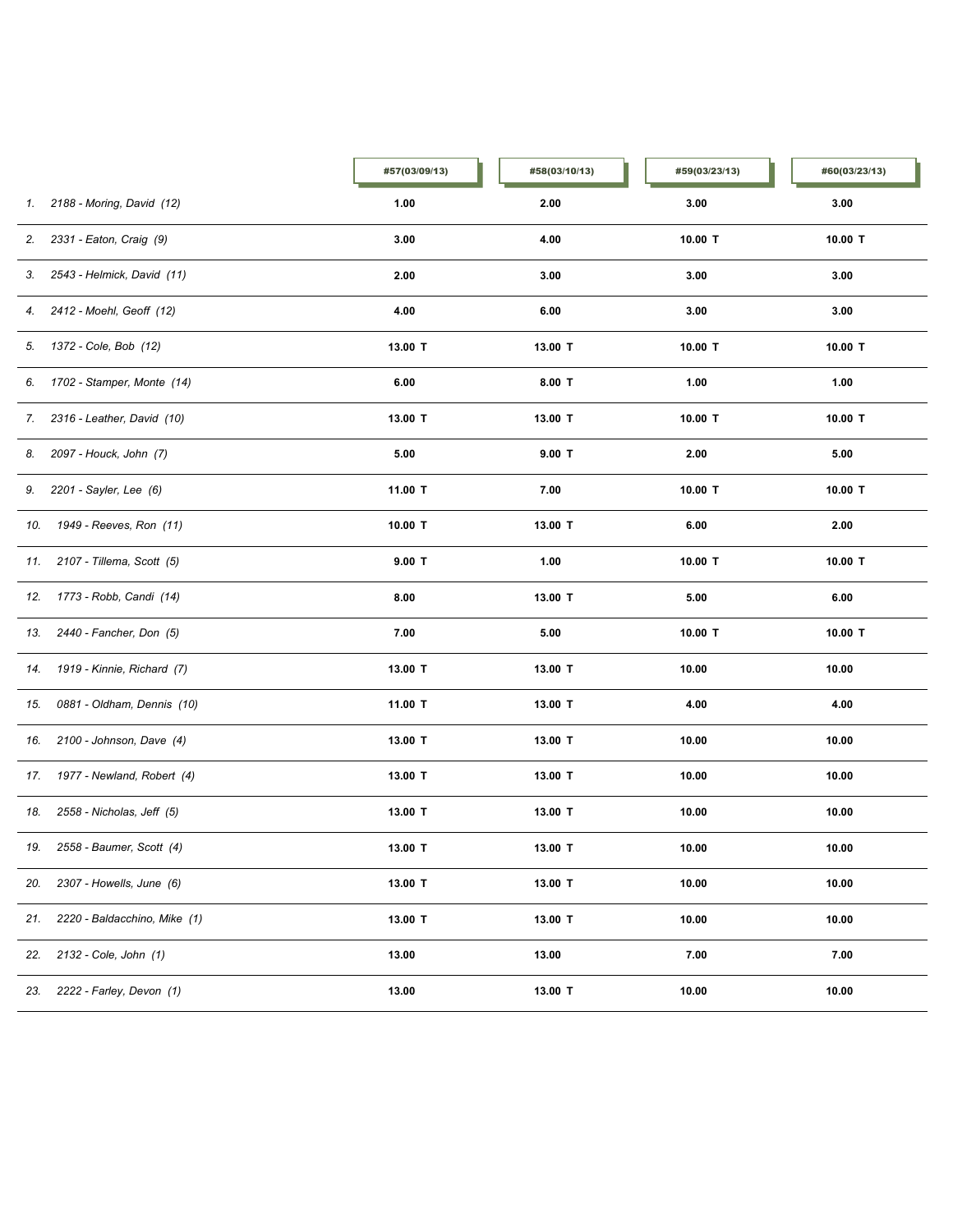| | #57(03/09/13) | #58(03/10/13) | #59(03/23/13) | #60(03/23/13) |
|---|---|---|---|---|
| 1. 2188 - Moring, David (12) | 1.00 | 2.00 | 3.00 | 3.00 |
| 2. 2331 - Eaton, Craig (9) | 3.00 | 4.00 | 10.00 T | 10.00 T |
| 3. 2543 - Helmick, David (11) | 2.00 | 3.00 | 3.00 | 3.00 |
| 4. 2412 - Moehl, Geoff (12) | 4.00 | 6.00 | 3.00 | 3.00 |
| 5. 1372 - Cole, Bob (12) | 13.00 T | 13.00 T | 10.00 T | 10.00 T |
| 6. 1702 - Stamper, Monte (14) | 6.00 | 8.00 T | 1.00 | 1.00 |
| 7. 2316 - Leather, David (10) | 13.00 T | 13.00 T | 10.00 T | 10.00 T |
| 8. 2097 - Houck, John (7) | 5.00 | 9.00 T | 2.00 | 5.00 |
| 9. 2201 - Sayler, Lee (6) | 11.00 T | 7.00 | 10.00 T | 10.00 T |
| 10. 1949 - Reeves, Ron (11) | 10.00 T | 13.00 T | 6.00 | 2.00 |
| 11. 2107 - Tillema, Scott (5) | 9.00 T | 1.00 | 10.00 T | 10.00 T |
| 12. 1773 - Robb, Candi (14) | 8.00 | 13.00 T | 5.00 | 6.00 |
| 13. 2440 - Fancher, Don (5) | 7.00 | 5.00 | 10.00 T | 10.00 T |
| 14. 1919 - Kinnie, Richard (7) | 13.00 T | 13.00 T | 10.00 | 10.00 |
| 15. 0881 - Oldham, Dennis (10) | 11.00 T | 13.00 T | 4.00 | 4.00 |
| 16. 2100 - Johnson, Dave (4) | 13.00 T | 13.00 T | 10.00 | 10.00 |
| 17. 1977 - Newland, Robert (4) | 13.00 T | 13.00 T | 10.00 | 10.00 |
| 18. 2558 - Nicholas, Jeff (5) | 13.00 T | 13.00 T | 10.00 | 10.00 |
| 19. 2558 - Baumer, Scott (4) | 13.00 T | 13.00 T | 10.00 | 10.00 |
| 20. 2307 - Howells, June (6) | 13.00 T | 13.00 T | 10.00 | 10.00 |
| 21. 2220 - Baldacchino, Mike (1) | 13.00 T | 13.00 T | 10.00 | 10.00 |
| 22. 2132 - Cole, John (1) | 13.00 | 13.00 | 7.00 | 7.00 |
| 23. 2222 - Farley, Devon (1) | 13.00 | 13.00 T | 10.00 | 10.00 |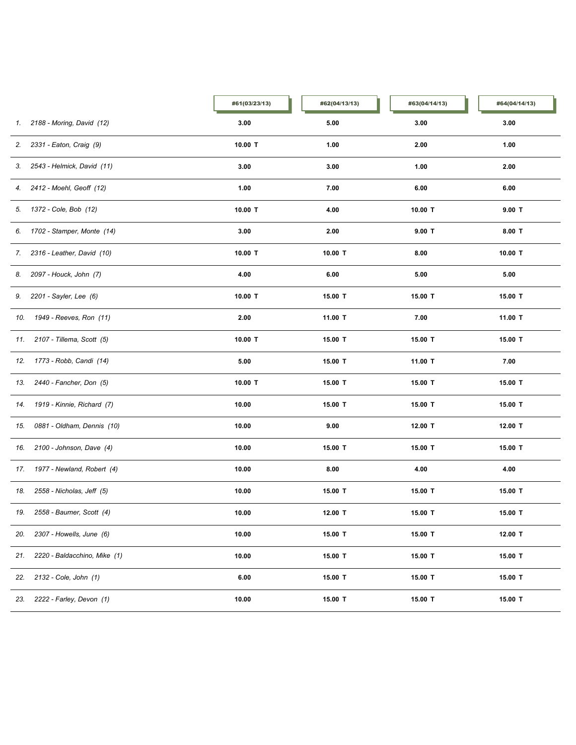| | #61(03/23/13) | #62(04/13/13) | #63(04/14/13) | #64(04/14/13) |
|---|---|---|---|---|
| *1. 2188 - Moring, David (12)* | **3.00** | **5.00** | **3.00** | **3.00** |
| *2. 2331 - Eaton, Craig (9)* | **10.00 T** | **1.00** | **2.00** | **1.00** |
| *3. 2543 - Helmick, David (11)* | **3.00** | **3.00** | **1.00** | **2.00** |
| *4. 2412 - Moehl, Geoff (12)* | **1.00** | **7.00** | **6.00** | **6.00** |
| *5. 1372 - Cole, Bob (12)* | **10.00 T** | **4.00** | **10.00 T** | **9.00 T** |
| *6. 1702 - Stamper, Monte (14)* | **3.00** | **2.00** | **9.00 T** | **8.00 T** |
| *7. 2316 - Leather, David (10)* | **10.00 T** | **10.00 T** | **8.00** | **10.00 T** |
| *8. 2097 - Houck, John (7)* | **4.00** | **6.00** | **5.00** | **5.00** |
| *9. 2201 - Sayler, Lee (6)* | **10.00 T** | **15.00 T** | **15.00 T** | **15.00 T** |
| *10. 1949 - Reeves, Ron (11)* | **2.00** | **11.00 T** | **7.00** | **11.00 T** |
| *11. 2107 - Tillema, Scott (5)* | **10.00 T** | **15.00 T** | **15.00 T** | **15.00 T** |
| *12. 1773 - Robb, Candi (14)* | **5.00** | **15.00 T** | **11.00 T** | **7.00** |
| *13. 2440 - Fancher, Don (5)* | **10.00 T** | **15.00 T** | **15.00 T** | **15.00 T** |
| *14. 1919 - Kinnie, Richard (7)* | **10.00** | **15.00 T** | **15.00 T** | **15.00 T** |
| *15. 0881 - Oldham, Dennis (10)* | **10.00** | **9.00** | **12.00 T** | **12.00 T** |
| *16. 2100 - Johnson, Dave (4)* | **10.00** | **15.00 T** | **15.00 T** | **15.00 T** |
| *17. 1977 - Newland, Robert (4)* | **10.00** | **8.00** | **4.00** | **4.00** |
| *18. 2558 - Nicholas, Jeff (5)* | **10.00** | **15.00 T** | **15.00 T** | **15.00 T** |
| *19. 2558 - Baumer, Scott (4)* | **10.00** | **12.00 T** | **15.00 T** | **15.00 T** |
| *20. 2307 - Howells, June (6)* | **10.00** | **15.00 T** | **15.00 T** | **12.00 T** |
| *21. 2220 - Baldacchino, Mike (1)* | **10.00** | **15.00 T** | **15.00 T** | **15.00 T** |
| *22. 2132 - Cole, John (1)* | **6.00** | **15.00 T** | **15.00 T** | **15.00 T** |
| *23. 2222 - Farley, Devon (1)* | **10.00** | **15.00 T** | **15.00 T** | **15.00 T** |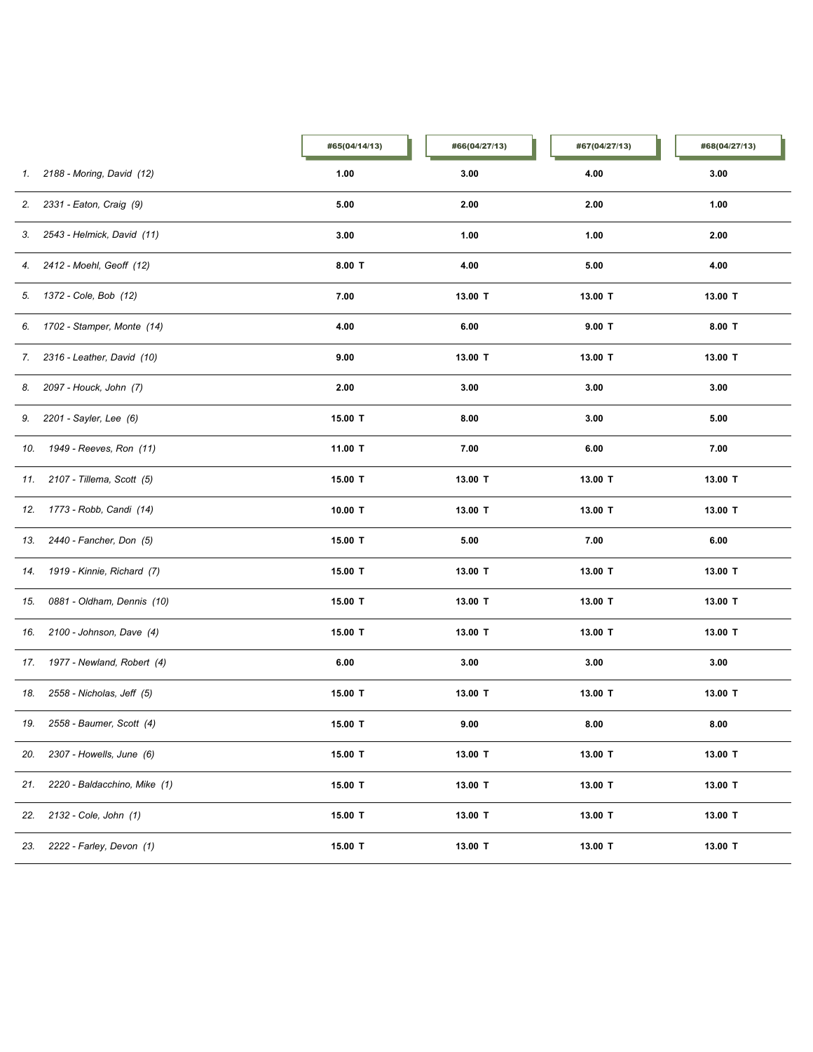| | #65(04/14/13) | #66(04/27/13) | #67(04/27/13) | #68(04/27/13) |
|---|---|---|---|---|
| *1. 2188 - Moring, David (12)* | **1.00** | **3.00** | **4.00** | **3.00** |
| *2. 2331 - Eaton, Craig (9)* | **5.00** | **2.00** | **2.00** | **1.00** |
| *3. 2543 - Helmick, David (11)* | **3.00** | **1.00** | **1.00** | **2.00** |
| *4. 2412 - Moehl, Geoff (12)* | **8.00 T** | **4.00** | **5.00** | **4.00** |
| *5. 1372 - Cole, Bob (12)* | **7.00** | **13.00 T** | **13.00 T** | **13.00 T** |
| *6. 1702 - Stamper, Monte (14)* | **4.00** | **6.00** | **9.00 T** | **8.00 T** |
| *7. 2316 - Leather, David (10)* | **9.00** | **13.00 T** | **13.00 T** | **13.00 T** |
| *8. 2097 - Houck, John (7)* | **2.00** | **3.00** | **3.00** | **3.00** |
| *9. 2201 - Sayler, Lee (6)* | **15.00 T** | **8.00** | **3.00** | **5.00** |
| *10. 1949 - Reeves, Ron (11)* | **11.00 T** | **7.00** | **6.00** | **7.00** |
| *11. 2107 - Tillema, Scott (5)* | **15.00 T** | **13.00 T** | **13.00 T** | **13.00 T** |
| *12. 1773 - Robb, Candi (14)* | **10.00 T** | **13.00 T** | **13.00 T** | **13.00 T** |
| *13. 2440 - Fancher, Don (5)* | **15.00 T** | **5.00** | **7.00** | **6.00** |
| *14. 1919 - Kinnie, Richard (7)* | **15.00 T** | **13.00 T** | **13.00 T** | **13.00 T** |
| *15. 0881 - Oldham, Dennis (10)* | **15.00 T** | **13.00 T** | **13.00 T** | **13.00 T** |
| *16. 2100 - Johnson, Dave (4)* | **15.00 T** | **13.00 T** | **13.00 T** | **13.00 T** |
| *17. 1977 - Newland, Robert (4)* | **6.00** | **3.00** | **3.00** | **3.00** |
| *18. 2558 - Nicholas, Jeff (5)* | **15.00 T** | **13.00 T** | **13.00 T** | **13.00 T** |
| *19. 2558 - Baumer, Scott (4)* | **15.00 T** | **9.00** | **8.00** | **8.00** |
| *20. 2307 - Howells, June (6)* | **15.00 T** | **13.00 T** | **13.00 T** | **13.00 T** |
| *21. 2220 - Baldacchino, Mike (1)* | **15.00 T** | **13.00 T** | **13.00 T** | **13.00 T** |
| *22. 2132 - Cole, John (1)* | **15.00 T** | **13.00 T** | **13.00 T** | **13.00 T** |
| *23. 2222 - Farley, Devon (1)* | **15.00 T** | **13.00 T** | **13.00 T** | **13.00 T** |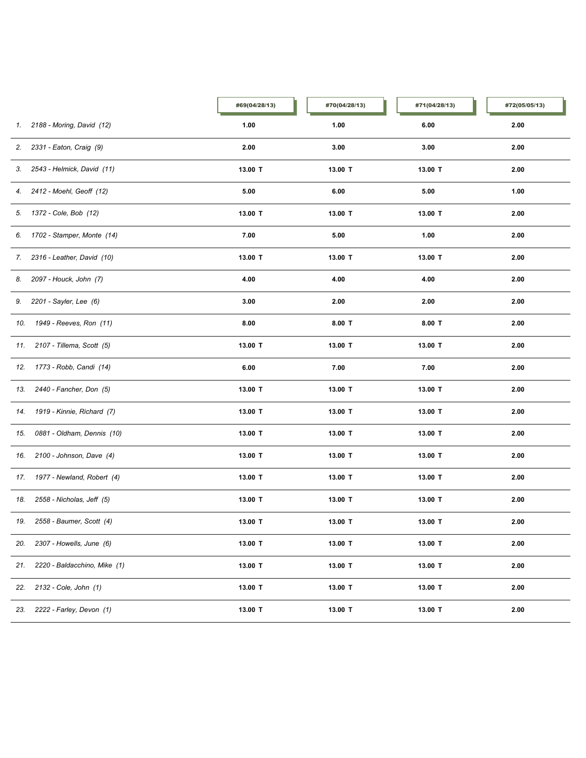| | #69(04/28/13) | #70(04/28/13) | #71(04/28/13) | #72(05/05/13) |
|---|---|---|---|---|
| 1. 2188 - Moring, David (12) | 1.00 | 1.00 | 6.00 | 2.00 |
| 2. 2331 - Eaton, Craig (9) | 2.00 | 3.00 | 3.00 | 2.00 |
| 3. 2543 - Helmick, David (11) | 13.00 T | 13.00 T | 13.00 T | 2.00 |
| 4. 2412 - Moehl, Geoff (12) | 5.00 | 6.00 | 5.00 | 1.00 |
| 5. 1372 - Cole, Bob (12) | 13.00 T | 13.00 T | 13.00 T | 2.00 |
| 6. 1702 - Stamper, Monte (14) | 7.00 | 5.00 | 1.00 | 2.00 |
| 7. 2316 - Leather, David (10) | 13.00 T | 13.00 T | 13.00 T | 2.00 |
| 8. 2097 - Houck, John (7) | 4.00 | 4.00 | 4.00 | 2.00 |
| 9. 2201 - Sayler, Lee (6) | 3.00 | 2.00 | 2.00 | 2.00 |
| 10. 1949 - Reeves, Ron (11) | 8.00 | 8.00 T | 8.00 T | 2.00 |
| 11. 2107 - Tillema, Scott (5) | 13.00 T | 13.00 T | 13.00 T | 2.00 |
| 12. 1773 - Robb, Candi (14) | 6.00 | 7.00 | 7.00 | 2.00 |
| 13. 2440 - Fancher, Don (5) | 13.00 T | 13.00 T | 13.00 T | 2.00 |
| 14. 1919 - Kinnie, Richard (7) | 13.00 T | 13.00 T | 13.00 T | 2.00 |
| 15. 0881 - Oldham, Dennis (10) | 13.00 T | 13.00 T | 13.00 T | 2.00 |
| 16. 2100 - Johnson, Dave (4) | 13.00 T | 13.00 T | 13.00 T | 2.00 |
| 17. 1977 - Newland, Robert (4) | 13.00 T | 13.00 T | 13.00 T | 2.00 |
| 18. 2558 - Nicholas, Jeff (5) | 13.00 T | 13.00 T | 13.00 T | 2.00 |
| 19. 2558 - Baumer, Scott (4) | 13.00 T | 13.00 T | 13.00 T | 2.00 |
| 20. 2307 - Howells, June (6) | 13.00 T | 13.00 T | 13.00 T | 2.00 |
| 21. 2220 - Baldacchino, Mike (1) | 13.00 T | 13.00 T | 13.00 T | 2.00 |
| 22. 2132 - Cole, John (1) | 13.00 T | 13.00 T | 13.00 T | 2.00 |
| 23. 2222 - Farley, Devon (1) | 13.00 T | 13.00 T | 13.00 T | 2.00 |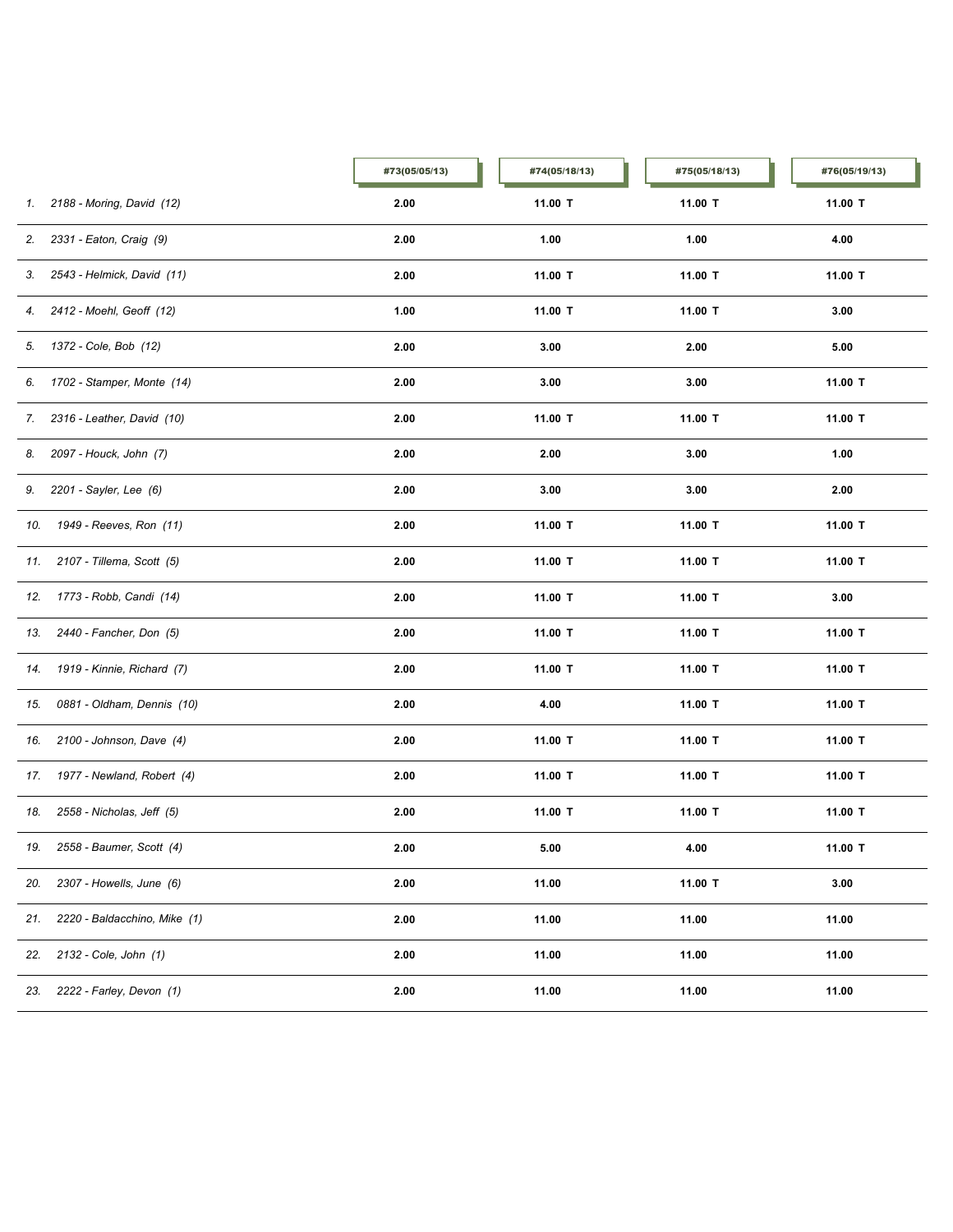| | #73(05/05/13) | #74(05/18/13) | #75(05/18/13) | #76(05/19/13) |
|---|---|---|---|---|
| 1. 2188 - Moring, David (12) | 2.00 | 11.00 T | 11.00 T | 11.00 T |
| 2. 2331 - Eaton, Craig (9) | 2.00 | 1.00 | 1.00 | 4.00 |
| 3. 2543 - Helmick, David (11) | 2.00 | 11.00 T | 11.00 T | 11.00 T |
| 4. 2412 - Moehl, Geoff (12) | 1.00 | 11.00 T | 11.00 T | 3.00 |
| 5. 1372 - Cole, Bob (12) | 2.00 | 3.00 | 2.00 | 5.00 |
| 6. 1702 - Stamper, Monte (14) | 2.00 | 3.00 | 3.00 | 11.00 T |
| 7. 2316 - Leather, David (10) | 2.00 | 11.00 T | 11.00 T | 11.00 T |
| 8. 2097 - Houck, John (7) | 2.00 | 2.00 | 3.00 | 1.00 |
| 9. 2201 - Sayler, Lee (6) | 2.00 | 3.00 | 3.00 | 2.00 |
| 10. 1949 - Reeves, Ron (11) | 2.00 | 11.00 T | 11.00 T | 11.00 T |
| 11. 2107 - Tillema, Scott (5) | 2.00 | 11.00 T | 11.00 T | 11.00 T |
| 12. 1773 - Robb, Candi (14) | 2.00 | 11.00 T | 11.00 T | 3.00 |
| 13. 2440 - Fancher, Don (5) | 2.00 | 11.00 T | 11.00 T | 11.00 T |
| 14. 1919 - Kinnie, Richard (7) | 2.00 | 11.00 T | 11.00 T | 11.00 T |
| 15. 0881 - Oldham, Dennis (10) | 2.00 | 4.00 | 11.00 T | 11.00 T |
| 16. 2100 - Johnson, Dave (4) | 2.00 | 11.00 T | 11.00 T | 11.00 T |
| 17. 1977 - Newland, Robert (4) | 2.00 | 11.00 T | 11.00 T | 11.00 T |
| 18. 2558 - Nicholas, Jeff (5) | 2.00 | 11.00 T | 11.00 T | 11.00 T |
| 19. 2558 - Baumer, Scott (4) | 2.00 | 5.00 | 4.00 | 11.00 T |
| 20. 2307 - Howells, June (6) | 2.00 | 11.00 | 11.00 T | 3.00 |
| 21. 2220 - Baldacchino, Mike (1) | 2.00 | 11.00 | 11.00 | 11.00 |
| 22. 2132 - Cole, John (1) | 2.00 | 11.00 | 11.00 | 11.00 |
| 23. 2222 - Farley, Devon (1) | 2.00 | 11.00 | 11.00 | 11.00 |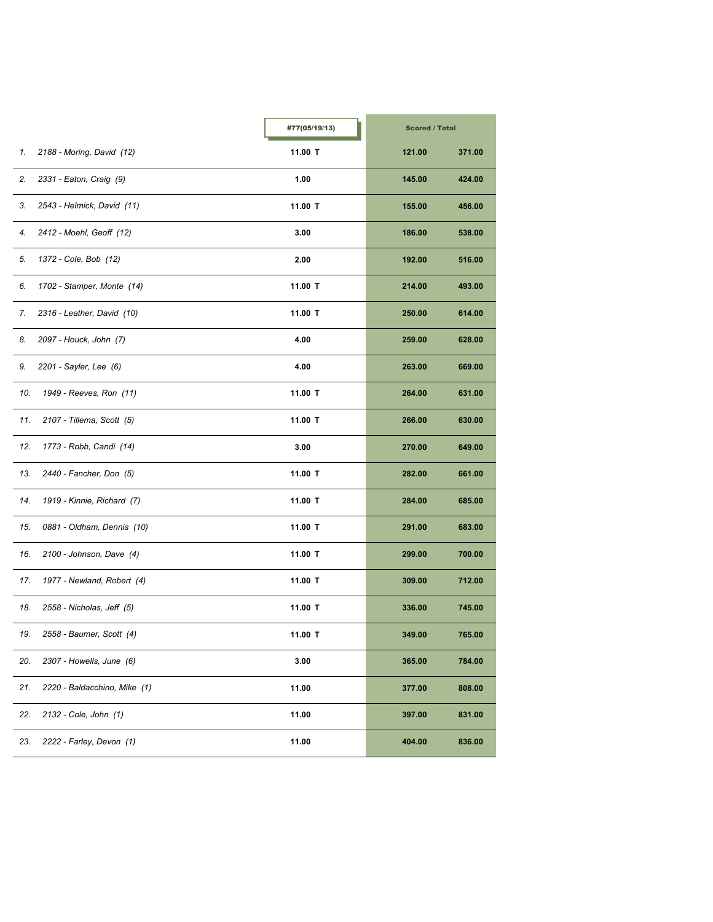| | | #77(05/19/13) | Scored / Total | |
|---|---|---|---|---|
| 1. | 2188 - Moring, David (12) | 11.00 T | 121.00 | 371.00 |
| 2. | 2331 - Eaton, Craig (9) | 1.00 | 145.00 | 424.00 |
| 3. | 2543 - Helmick, David (11) | 11.00 T | 155.00 | 456.00 |
| 4. | 2412 - Moehl, Geoff (12) | 3.00 | 186.00 | 538.00 |
| 5. | 1372 - Cole, Bob (12) | 2.00 | 192.00 | 516.00 |
| 6. | 1702 - Stamper, Monte (14) | 11.00 T | 214.00 | 493.00 |
| 7. | 2316 - Leather, David (10) | 11.00 T | 250.00 | 614.00 |
| 8. | 2097 - Houck, John (7) | 4.00 | 259.00 | 628.00 |
| 9. | 2201 - Sayler, Lee (6) | 4.00 | 263.00 | 669.00 |
| 10. | 1949 - Reeves, Ron (11) | 11.00 T | 264.00 | 631.00 |
| 11. | 2107 - Tillema, Scott (5) | 11.00 T | 266.00 | 630.00 |
| 12. | 1773 - Robb, Candi (14) | 3.00 | 270.00 | 649.00 |
| 13. | 2440 - Fancher, Don (5) | 11.00 T | 282.00 | 661.00 |
| 14. | 1919 - Kinnie, Richard (7) | 11.00 T | 284.00 | 685.00 |
| 15. | 0881 - Oldham, Dennis (10) | 11.00 T | 291.00 | 683.00 |
| 16. | 2100 - Johnson, Dave (4) | 11.00 T | 299.00 | 700.00 |
| 17. | 1977 - Newland, Robert (4) | 11.00 T | 309.00 | 712.00 |
| 18. | 2558 - Nicholas, Jeff (5) | 11.00 T | 336.00 | 745.00 |
| 19. | 2558 - Baumer, Scott (4) | 11.00 T | 349.00 | 765.00 |
| 20. | 2307 - Howells, June (6) | 3.00 | 365.00 | 784.00 |
| 21. | 2220 - Baldacchino, Mike (1) | 11.00 | 377.00 | 808.00 |
| 22. | 2132 - Cole, John (1) | 11.00 | 397.00 | 831.00 |
| 23. | 2222 - Farley, Devon (1) | 11.00 | 404.00 | 836.00 |